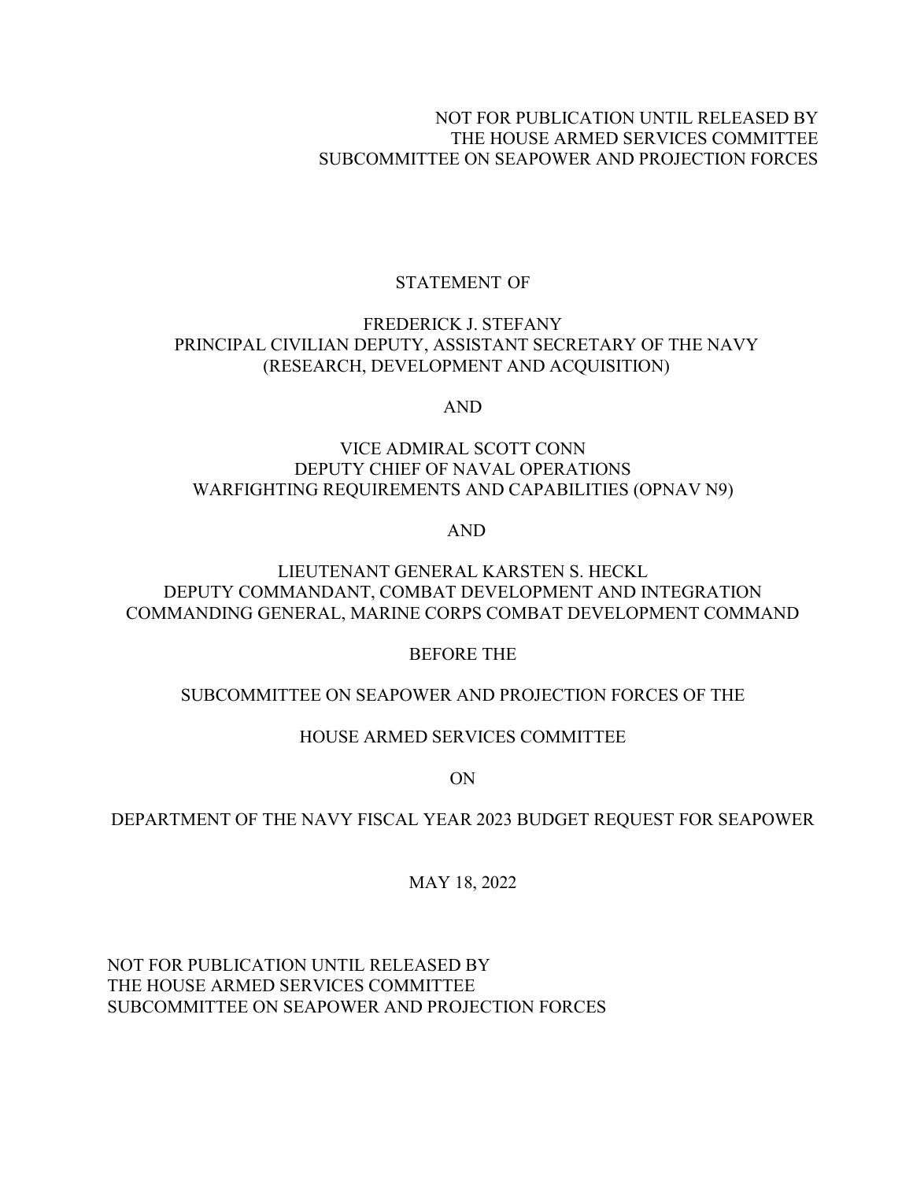NOT FOR PUBLICATION UNTIL RELEASED BY
THE HOUSE ARMED SERVICES COMMITTEE
SUBCOMMITTEE ON SEAPOWER AND PROJECTION FORCES

STATEMENT OF

FREDERICK J. STEFANY
PRINCIPAL CIVILIAN DEPUTY, ASSISTANT SECRETARY OF THE NAVY
(RESEARCH, DEVELOPMENT AND ACQUISITION)

AND

VICE ADMIRAL SCOTT CONN
DEPUTY CHIEF OF NAVAL OPERATIONS
WARFIGHTING REQUIREMENTS AND CAPABILITIES (OPNAV N9)

AND

LIEUTENANT GENERAL KARSTEN S. HECKL
DEPUTY COMMANDANT, COMBAT DEVELOPMENT AND INTEGRATION
COMMANDING GENERAL, MARINE CORPS COMBAT DEVELOPMENT COMMAND

BEFORE THE

SUBCOMMITTEE ON SEAPOWER AND PROJECTION FORCES OF THE

HOUSE ARMED SERVICES COMMITTEE

ON

DEPARTMENT OF THE NAVY FISCAL YEAR 2023 BUDGET REQUEST FOR SEAPOWER

MAY 18, 2022

NOT FOR PUBLICATION UNTIL RELEASED BY
THE HOUSE ARMED SERVICES COMMITTEE
SUBCOMMITTEE ON SEAPOWER AND PROJECTION FORCES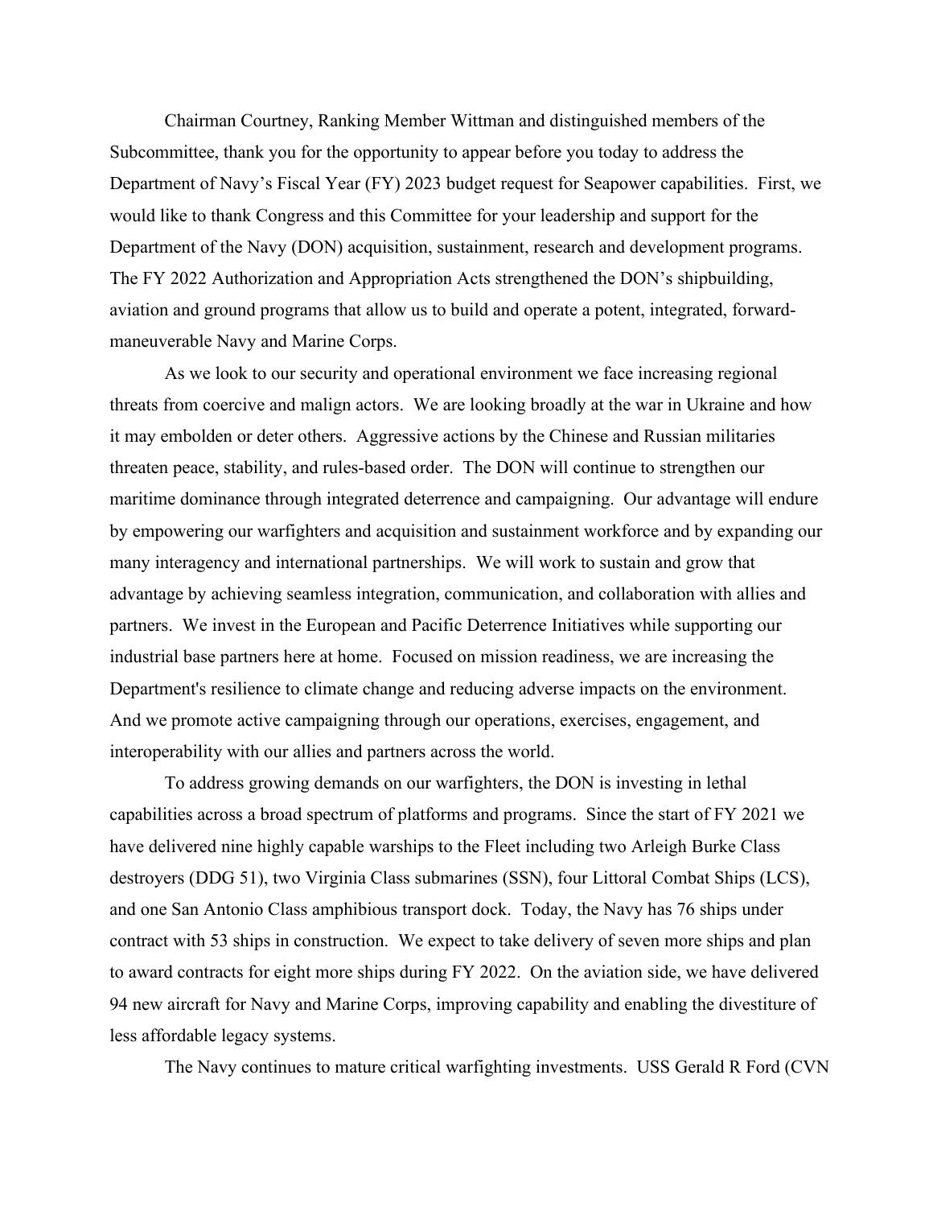Chairman Courtney, Ranking Member Wittman and distinguished members of the Subcommittee, thank you for the opportunity to appear before you today to address the Department of Navy's Fiscal Year (FY) 2023 budget request for Seapower capabilities. First, we would like to thank Congress and this Committee for your leadership and support for the Department of the Navy (DON) acquisition, sustainment, research and development programs. The FY 2022 Authorization and Appropriation Acts strengthened the DON's shipbuilding, aviation and ground programs that allow us to build and operate a potent, integrated, forward-maneuverable Navy and Marine Corps.

As we look to our security and operational environment we face increasing regional threats from coercive and malign actors. We are looking broadly at the war in Ukraine and how it may embolden or deter others. Aggressive actions by the Chinese and Russian militaries threaten peace, stability, and rules-based order. The DON will continue to strengthen our maritime dominance through integrated deterrence and campaigning. Our advantage will endure by empowering our warfighters and acquisition and sustainment workforce and by expanding our many interagency and international partnerships. We will work to sustain and grow that advantage by achieving seamless integration, communication, and collaboration with allies and partners. We invest in the European and Pacific Deterrence Initiatives while supporting our industrial base partners here at home. Focused on mission readiness, we are increasing the Department's resilience to climate change and reducing adverse impacts on the environment. And we promote active campaigning through our operations, exercises, engagement, and interoperability with our allies and partners across the world.

To address growing demands on our warfighters, the DON is investing in lethal capabilities across a broad spectrum of platforms and programs. Since the start of FY 2021 we have delivered nine highly capable warships to the Fleet including two Arleigh Burke Class destroyers (DDG 51), two Virginia Class submarines (SSN), four Littoral Combat Ships (LCS), and one San Antonio Class amphibious transport dock. Today, the Navy has 76 ships under contract with 53 ships in construction. We expect to take delivery of seven more ships and plan to award contracts for eight more ships during FY 2022. On the aviation side, we have delivered 94 new aircraft for Navy and Marine Corps, improving capability and enabling the divestiture of less affordable legacy systems.

The Navy continues to mature critical warfighting investments. USS Gerald R Ford (CVN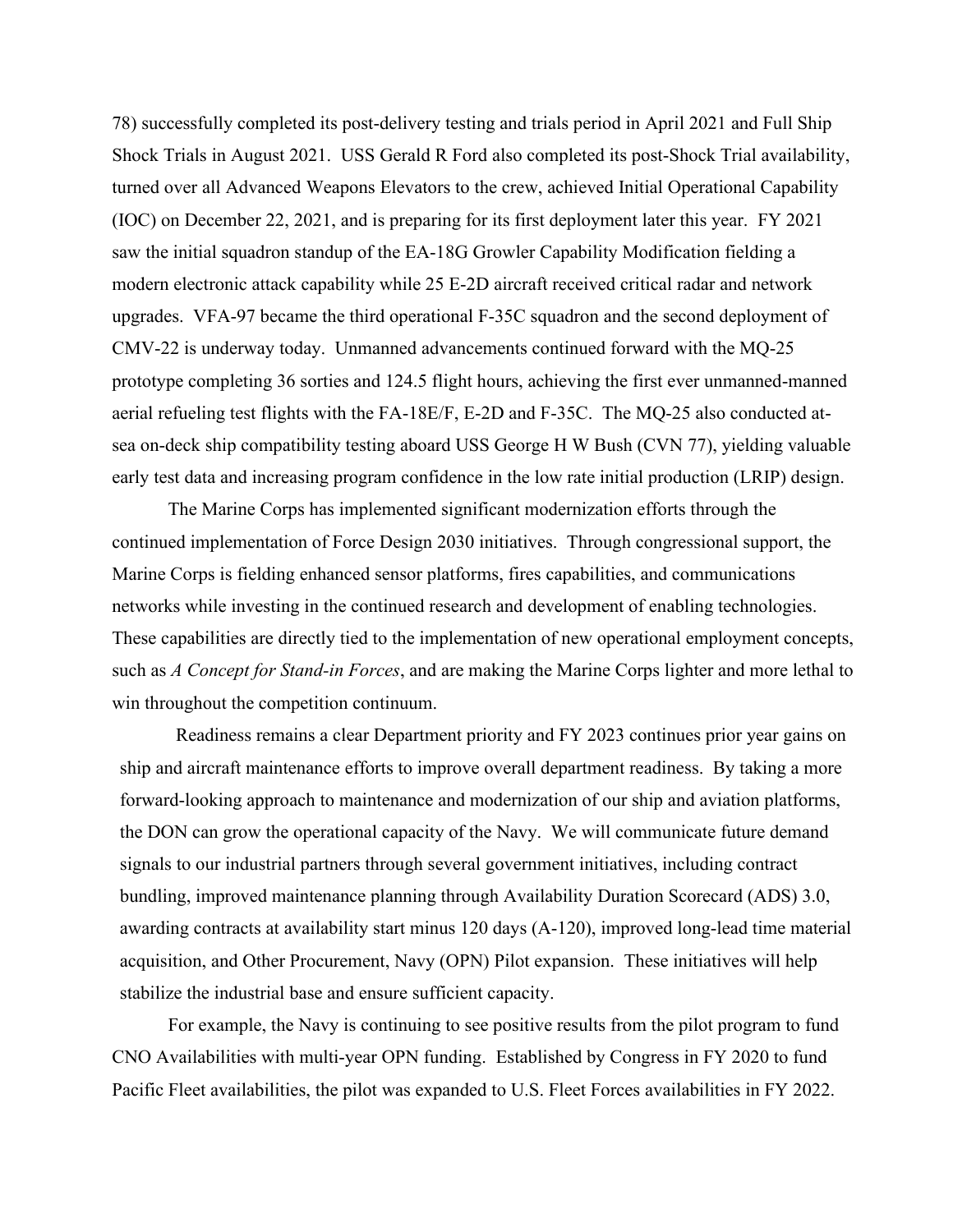78) successfully completed its post-delivery testing and trials period in April 2021 and Full Ship Shock Trials in August 2021. USS Gerald R Ford also completed its post-Shock Trial availability, turned over all Advanced Weapons Elevators to the crew, achieved Initial Operational Capability (IOC) on December 22, 2021, and is preparing for its first deployment later this year. FY 2021 saw the initial squadron standup of the EA-18G Growler Capability Modification fielding a modern electronic attack capability while 25 E-2D aircraft received critical radar and network upgrades. VFA-97 became the third operational F-35C squadron and the second deployment of CMV-22 is underway today. Unmanned advancements continued forward with the MQ-25 prototype completing 36 sorties and 124.5 flight hours, achieving the first ever unmanned-manned aerial refueling test flights with the FA-18E/F, E-2D and F-35C. The MQ-25 also conducted at-sea on-deck ship compatibility testing aboard USS George H W Bush (CVN 77), yielding valuable early test data and increasing program confidence in the low rate initial production (LRIP) design.

The Marine Corps has implemented significant modernization efforts through the continued implementation of Force Design 2030 initiatives. Through congressional support, the Marine Corps is fielding enhanced sensor platforms, fires capabilities, and communications networks while investing in the continued research and development of enabling technologies. These capabilities are directly tied to the implementation of new operational employment concepts, such as *A Concept for Stand-in Forces*, and are making the Marine Corps lighter and more lethal to win throughout the competition continuum.

Readiness remains a clear Department priority and FY 2023 continues prior year gains on ship and aircraft maintenance efforts to improve overall department readiness. By taking a more forward-looking approach to maintenance and modernization of our ship and aviation platforms, the DON can grow the operational capacity of the Navy. We will communicate future demand signals to our industrial partners through several government initiatives, including contract bundling, improved maintenance planning through Availability Duration Scorecard (ADS) 3.0, awarding contracts at availability start minus 120 days (A-120), improved long-lead time material acquisition, and Other Procurement, Navy (OPN) Pilot expansion. These initiatives will help stabilize the industrial base and ensure sufficient capacity.

For example, the Navy is continuing to see positive results from the pilot program to fund CNO Availabilities with multi-year OPN funding. Established by Congress in FY 2020 to fund Pacific Fleet availabilities, the pilot was expanded to U.S. Fleet Forces availabilities in FY 2022.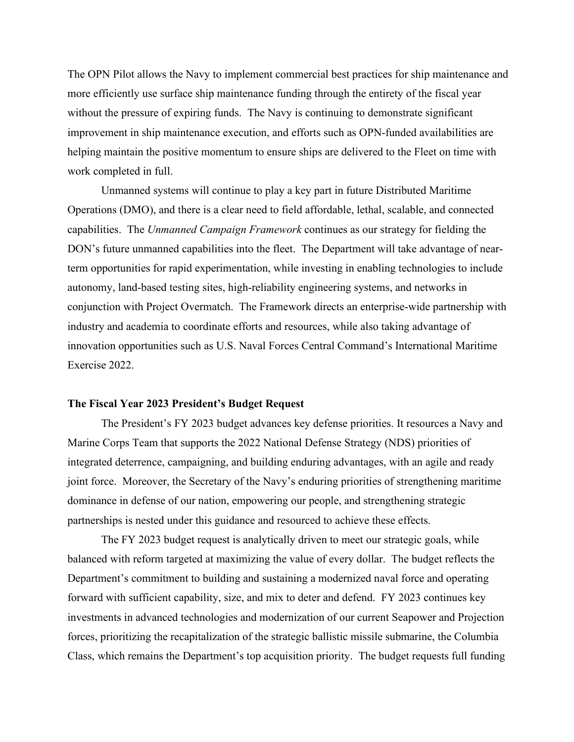The OPN Pilot allows the Navy to implement commercial best practices for ship maintenance and more efficiently use surface ship maintenance funding through the entirety of the fiscal year without the pressure of expiring funds. The Navy is continuing to demonstrate significant improvement in ship maintenance execution, and efforts such as OPN-funded availabilities are helping maintain the positive momentum to ensure ships are delivered to the Fleet on time with work completed in full.

Unmanned systems will continue to play a key part in future Distributed Maritime Operations (DMO), and there is a clear need to field affordable, lethal, scalable, and connected capabilities. The *Unmanned Campaign Framework* continues as our strategy for fielding the DON's future unmanned capabilities into the fleet. The Department will take advantage of near-term opportunities for rapid experimentation, while investing in enabling technologies to include autonomy, land-based testing sites, high-reliability engineering systems, and networks in conjunction with Project Overmatch. The Framework directs an enterprise-wide partnership with industry and academia to coordinate efforts and resources, while also taking advantage of innovation opportunities such as U.S. Naval Forces Central Command's International Maritime Exercise 2022.

**The Fiscal Year 2023 President's Budget Request**

The President's FY 2023 budget advances key defense priorities. It resources a Navy and Marine Corps Team that supports the 2022 National Defense Strategy (NDS) priorities of integrated deterrence, campaigning, and building enduring advantages, with an agile and ready joint force. Moreover, the Secretary of the Navy's enduring priorities of strengthening maritime dominance in defense of our nation, empowering our people, and strengthening strategic partnerships is nested under this guidance and resourced to achieve these effects.

The FY 2023 budget request is analytically driven to meet our strategic goals, while balanced with reform targeted at maximizing the value of every dollar. The budget reflects the Department's commitment to building and sustaining a modernized naval force and operating forward with sufficient capability, size, and mix to deter and defend. FY 2023 continues key investments in advanced technologies and modernization of our current Seapower and Projection forces, prioritizing the recapitalization of the strategic ballistic missile submarine, the Columbia Class, which remains the Department's top acquisition priority. The budget requests full funding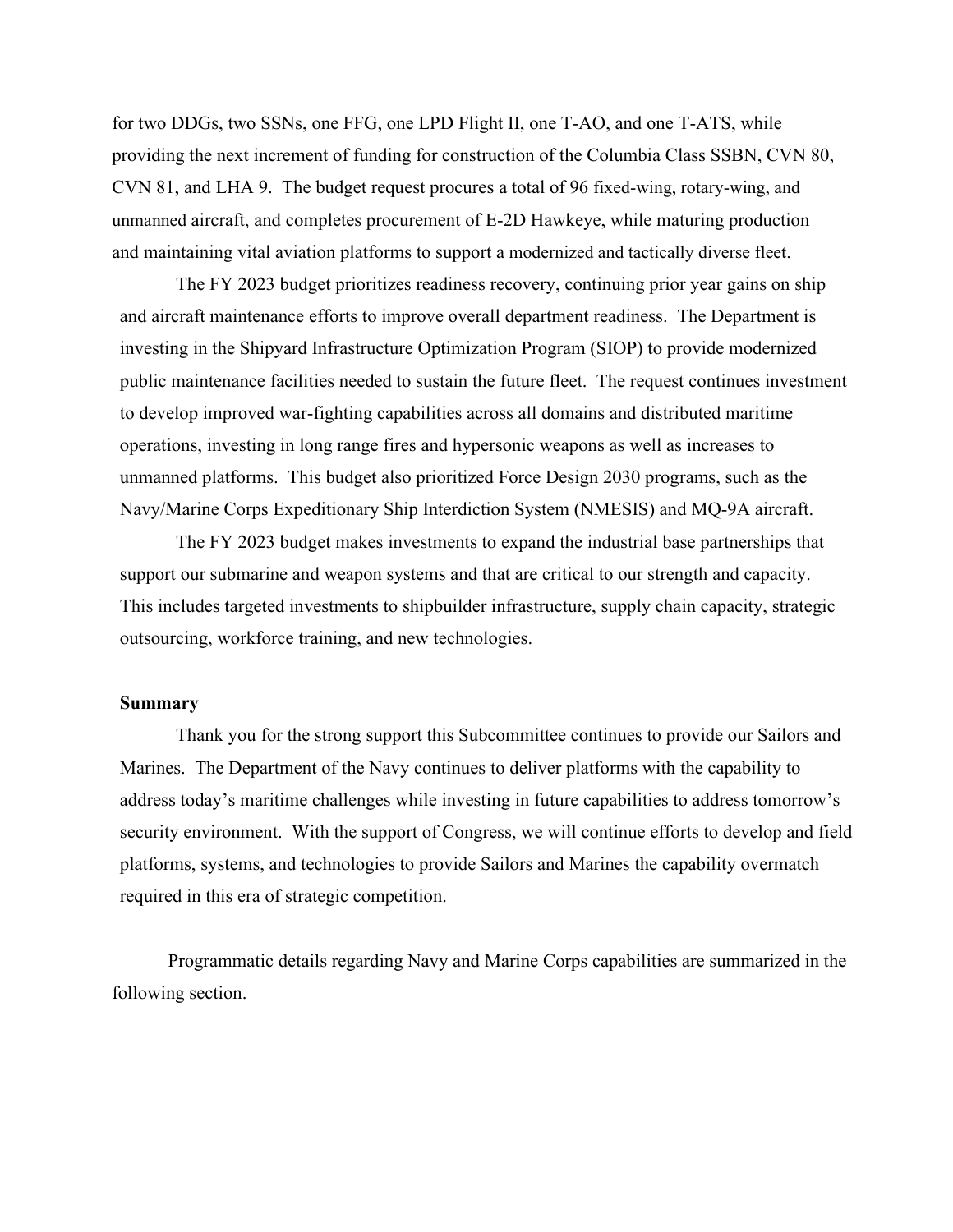for two DDGs, two SSNs, one FFG, one LPD Flight II, one T-AO, and one T-ATS, while providing the next increment of funding for construction of the Columbia Class SSBN, CVN 80, CVN 81, and LHA 9. The budget request procures a total of 96 fixed-wing, rotary-wing, and unmanned aircraft, and completes procurement of E-2D Hawkeye, while maturing production and maintaining vital aviation platforms to support a modernized and tactically diverse fleet.

The FY 2023 budget prioritizes readiness recovery, continuing prior year gains on ship and aircraft maintenance efforts to improve overall department readiness. The Department is investing in the Shipyard Infrastructure Optimization Program (SIOP) to provide modernized public maintenance facilities needed to sustain the future fleet. The request continues investment to develop improved war-fighting capabilities across all domains and distributed maritime operations, investing in long range fires and hypersonic weapons as well as increases to unmanned platforms. This budget also prioritized Force Design 2030 programs, such as the Navy/Marine Corps Expeditionary Ship Interdiction System (NMESIS) and MQ-9A aircraft.

The FY 2023 budget makes investments to expand the industrial base partnerships that support our submarine and weapon systems and that are critical to our strength and capacity. This includes targeted investments to shipbuilder infrastructure, supply chain capacity, strategic outsourcing, workforce training, and new technologies.

**Summary**

Thank you for the strong support this Subcommittee continues to provide our Sailors and Marines. The Department of the Navy continues to deliver platforms with the capability to address today's maritime challenges while investing in future capabilities to address tomorrow's security environment. With the support of Congress, we will continue efforts to develop and field platforms, systems, and technologies to provide Sailors and Marines the capability overmatch required in this era of strategic competition.

Programmatic details regarding Navy and Marine Corps capabilities are summarized in the following section.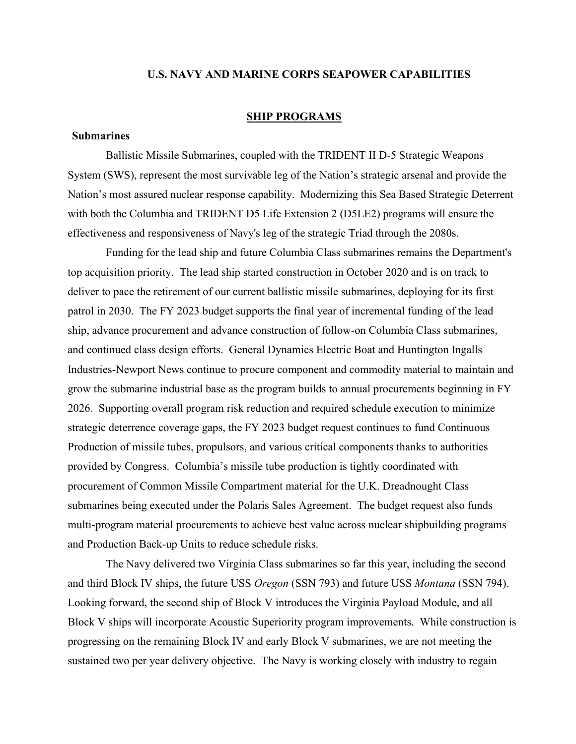## U.S. NAVY AND MARINE CORPS SEAPOWER CAPABILITIES

### SHIP PROGRAMS

**Submarines**

Ballistic Missile Submarines, coupled with the TRIDENT II D-5 Strategic Weapons System (SWS), represent the most survivable leg of the Nation's strategic arsenal and provide the Nation's most assured nuclear response capability. Modernizing this Sea Based Strategic Deterrent with both the Columbia and TRIDENT D5 Life Extension 2 (D5LE2) programs will ensure the effectiveness and responsiveness of Navy's leg of the strategic Triad through the 2080s.

Funding for the lead ship and future Columbia Class submarines remains the Department's top acquisition priority. The lead ship started construction in October 2020 and is on track to deliver to pace the retirement of our current ballistic missile submarines, deploying for its first patrol in 2030. The FY 2023 budget supports the final year of incremental funding of the lead ship, advance procurement and advance construction of follow-on Columbia Class submarines, and continued class design efforts. General Dynamics Electric Boat and Huntington Ingalls Industries-Newport News continue to procure component and commodity material to maintain and grow the submarine industrial base as the program builds to annual procurements beginning in FY 2026. Supporting overall program risk reduction and required schedule execution to minimize strategic deterrence coverage gaps, the FY 2023 budget request continues to fund Continuous Production of missile tubes, propulsors, and various critical components thanks to authorities provided by Congress. Columbia's missile tube production is tightly coordinated with procurement of Common Missile Compartment material for the U.K. Dreadnought Class submarines being executed under the Polaris Sales Agreement. The budget request also funds multi-program material procurements to achieve best value across nuclear shipbuilding programs and Production Back-up Units to reduce schedule risks.

The Navy delivered two Virginia Class submarines so far this year, including the second and third Block IV ships, the future USS *Oregon* (SSN 793) and future USS *Montana* (SSN 794). Looking forward, the second ship of Block V introduces the Virginia Payload Module, and all Block V ships will incorporate Acoustic Superiority program improvements. While construction is progressing on the remaining Block IV and early Block V submarines, we are not meeting the sustained two per year delivery objective. The Navy is working closely with industry to regain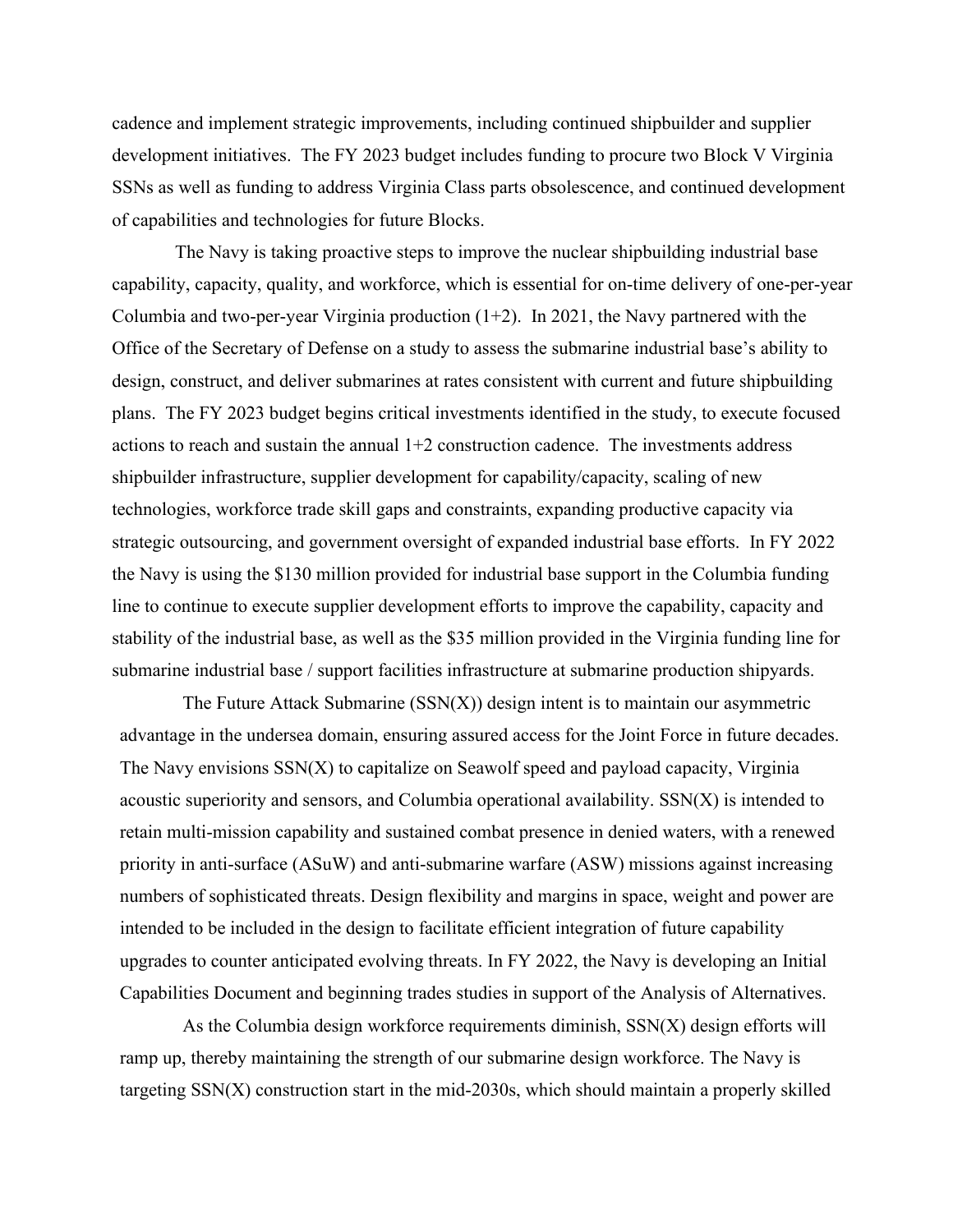cadence and implement strategic improvements, including continued shipbuilder and supplier development initiatives. The FY 2023 budget includes funding to procure two Block V Virginia SSNs as well as funding to address Virginia Class parts obsolescence, and continued development of capabilities and technologies for future Blocks.

The Navy is taking proactive steps to improve the nuclear shipbuilding industrial base capability, capacity, quality, and workforce, which is essential for on-time delivery of one-per-year Columbia and two-per-year Virginia production (1+2). In 2021, the Navy partnered with the Office of the Secretary of Defense on a study to assess the submarine industrial base's ability to design, construct, and deliver submarines at rates consistent with current and future shipbuilding plans. The FY 2023 budget begins critical investments identified in the study, to execute focused actions to reach and sustain the annual 1+2 construction cadence. The investments address shipbuilder infrastructure, supplier development for capability/capacity, scaling of new technologies, workforce trade skill gaps and constraints, expanding productive capacity via strategic outsourcing, and government oversight of expanded industrial base efforts. In FY 2022 the Navy is using the $130 million provided for industrial base support in the Columbia funding line to continue to execute supplier development efforts to improve the capability, capacity and stability of the industrial base, as well as the $35 million provided in the Virginia funding line for submarine industrial base / support facilities infrastructure at submarine production shipyards.

The Future Attack Submarine (SSN(X)) design intent is to maintain our asymmetric advantage in the undersea domain, ensuring assured access for the Joint Force in future decades. The Navy envisions SSN(X) to capitalize on Seawolf speed and payload capacity, Virginia acoustic superiority and sensors, and Columbia operational availability. SSN(X) is intended to retain multi-mission capability and sustained combat presence in denied waters, with a renewed priority in anti-surface (ASuW) and anti-submarine warfare (ASW) missions against increasing numbers of sophisticated threats. Design flexibility and margins in space, weight and power are intended to be included in the design to facilitate efficient integration of future capability upgrades to counter anticipated evolving threats. In FY 2022, the Navy is developing an Initial Capabilities Document and beginning trades studies in support of the Analysis of Alternatives.

As the Columbia design workforce requirements diminish, SSN(X) design efforts will ramp up, thereby maintaining the strength of our submarine design workforce. The Navy is targeting SSN(X) construction start in the mid-2030s, which should maintain a properly skilled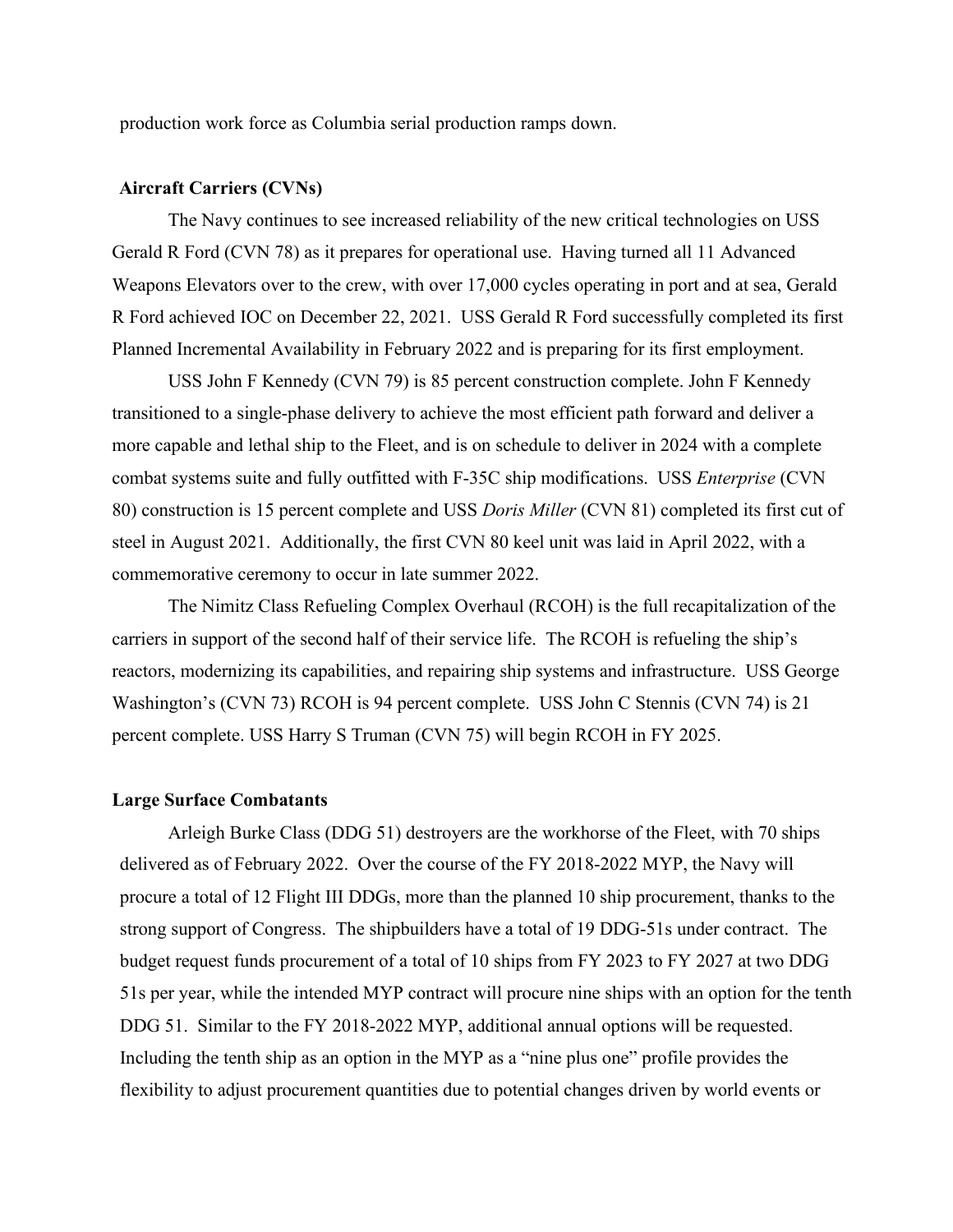production work force as Columbia serial production ramps down.

**Aircraft Carriers (CVNs)**

The Navy continues to see increased reliability of the new critical technologies on USS Gerald R Ford (CVN 78) as it prepares for operational use. Having turned all 11 Advanced Weapons Elevators over to the crew, with over 17,000 cycles operating in port and at sea, Gerald R Ford achieved IOC on December 22, 2021. USS Gerald R Ford successfully completed its first Planned Incremental Availability in February 2022 and is preparing for its first employment.

USS John F Kennedy (CVN 79) is 85 percent construction complete. John F Kennedy transitioned to a single-phase delivery to achieve the most efficient path forward and deliver a more capable and lethal ship to the Fleet, and is on schedule to deliver in 2024 with a complete combat systems suite and fully outfitted with F-35C ship modifications. USS *Enterprise* (CVN 80) construction is 15 percent complete and USS *Doris Miller* (CVN 81) completed its first cut of steel in August 2021. Additionally, the first CVN 80 keel unit was laid in April 2022, with a commemorative ceremony to occur in late summer 2022.

The Nimitz Class Refueling Complex Overhaul (RCOH) is the full recapitalization of the carriers in support of the second half of their service life. The RCOH is refueling the ship's reactors, modernizing its capabilities, and repairing ship systems and infrastructure. USS George Washington's (CVN 73) RCOH is 94 percent complete. USS John C Stennis (CVN 74) is 21 percent complete. USS Harry S Truman (CVN 75) will begin RCOH in FY 2025.

**Large Surface Combatants**

Arleigh Burke Class (DDG 51) destroyers are the workhorse of the Fleet, with 70 ships delivered as of February 2022. Over the course of the FY 2018-2022 MYP, the Navy will procure a total of 12 Flight III DDGs, more than the planned 10 ship procurement, thanks to the strong support of Congress. The shipbuilders have a total of 19 DDG-51s under contract. The budget request funds procurement of a total of 10 ships from FY 2023 to FY 2027 at two DDG 51s per year, while the intended MYP contract will procure nine ships with an option for the tenth DDG 51. Similar to the FY 2018-2022 MYP, additional annual options will be requested. Including the tenth ship as an option in the MYP as a "nine plus one" profile provides the flexibility to adjust procurement quantities due to potential changes driven by world events or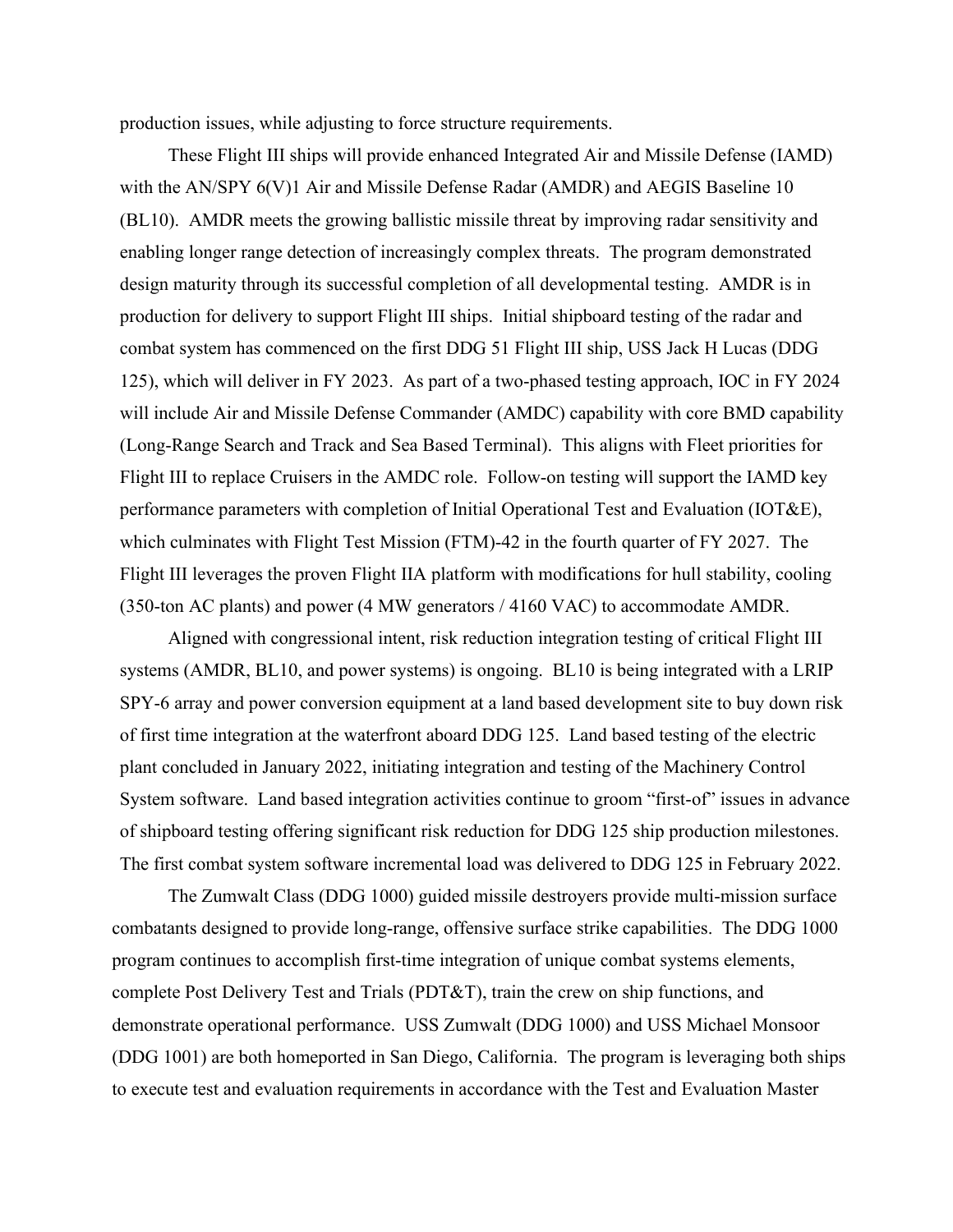production issues, while adjusting to force structure requirements.

These Flight III ships will provide enhanced Integrated Air and Missile Defense (IAMD) with the AN/SPY 6(V)1 Air and Missile Defense Radar (AMDR) and AEGIS Baseline 10 (BL10). AMDR meets the growing ballistic missile threat by improving radar sensitivity and enabling longer range detection of increasingly complex threats. The program demonstrated design maturity through its successful completion of all developmental testing. AMDR is in production for delivery to support Flight III ships. Initial shipboard testing of the radar and combat system has commenced on the first DDG 51 Flight III ship, USS Jack H Lucas (DDG 125), which will deliver in FY 2023. As part of a two-phased testing approach, IOC in FY 2024 will include Air and Missile Defense Commander (AMDC) capability with core BMD capability (Long-Range Search and Track and Sea Based Terminal). This aligns with Fleet priorities for Flight III to replace Cruisers in the AMDC role. Follow-on testing will support the IAMD key performance parameters with completion of Initial Operational Test and Evaluation (IOT&E), which culminates with Flight Test Mission (FTM)-42 in the fourth quarter of FY 2027. The Flight III leverages the proven Flight IIA platform with modifications for hull stability, cooling (350-ton AC plants) and power (4 MW generators / 4160 VAC) to accommodate AMDR.

Aligned with congressional intent, risk reduction integration testing of critical Flight III systems (AMDR, BL10, and power systems) is ongoing. BL10 is being integrated with a LRIP SPY-6 array and power conversion equipment at a land based development site to buy down risk of first time integration at the waterfront aboard DDG 125. Land based testing of the electric plant concluded in January 2022, initiating integration and testing of the Machinery Control System software. Land based integration activities continue to groom "first-of" issues in advance of shipboard testing offering significant risk reduction for DDG 125 ship production milestones. The first combat system software incremental load was delivered to DDG 125 in February 2022.

The Zumwalt Class (DDG 1000) guided missile destroyers provide multi-mission surface combatants designed to provide long-range, offensive surface strike capabilities. The DDG 1000 program continues to accomplish first-time integration of unique combat systems elements, complete Post Delivery Test and Trials (PDT&T), train the crew on ship functions, and demonstrate operational performance. USS Zumwalt (DDG 1000) and USS Michael Monsoor (DDG 1001) are both homeported in San Diego, California. The program is leveraging both ships to execute test and evaluation requirements in accordance with the Test and Evaluation Master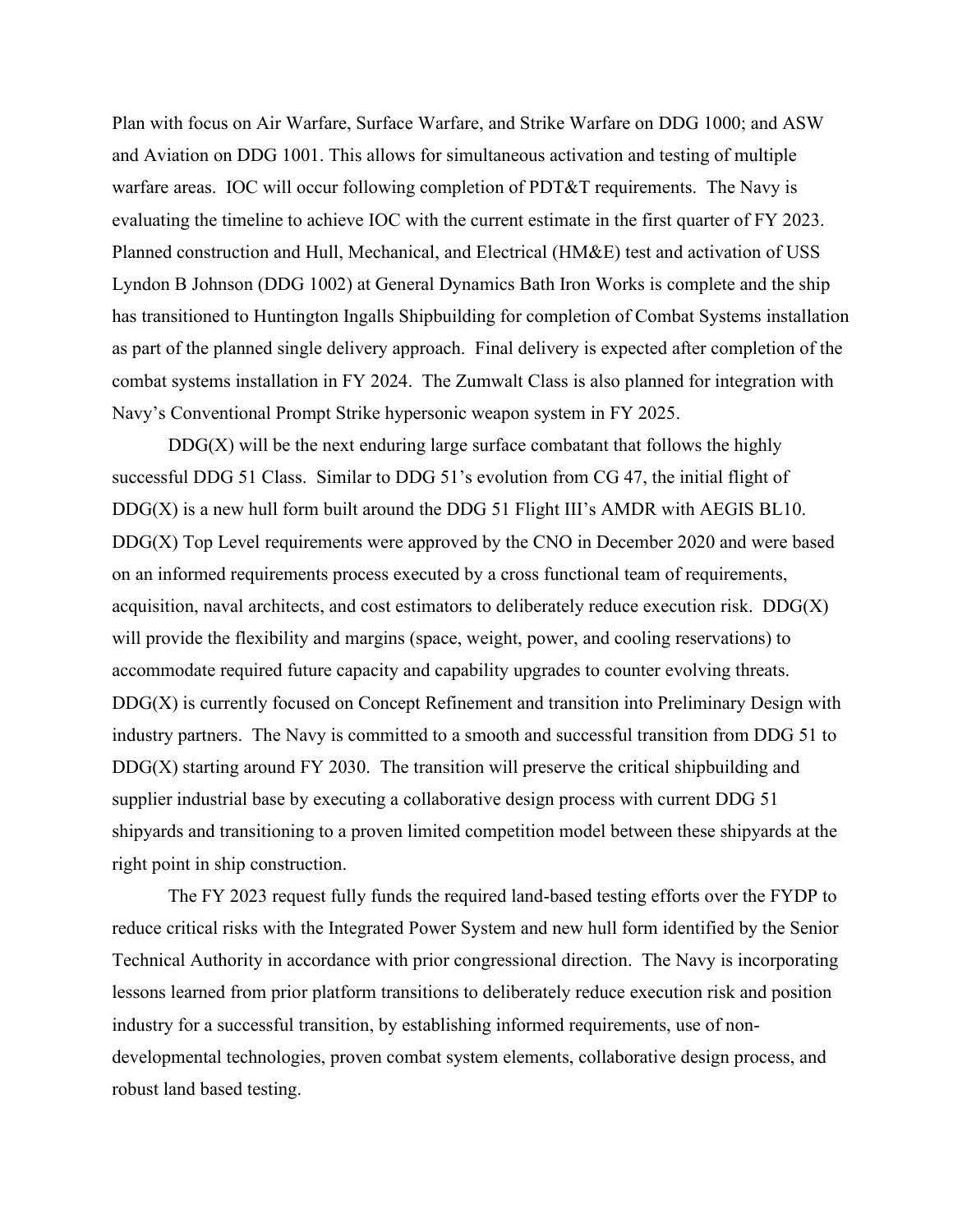Plan with focus on Air Warfare, Surface Warfare, and Strike Warfare on DDG 1000; and ASW and Aviation on DDG 1001. This allows for simultaneous activation and testing of multiple warfare areas. IOC will occur following completion of PDT&T requirements. The Navy is evaluating the timeline to achieve IOC with the current estimate in the first quarter of FY 2023. Planned construction and Hull, Mechanical, and Electrical (HM&E) test and activation of USS Lyndon B Johnson (DDG 1002) at General Dynamics Bath Iron Works is complete and the ship has transitioned to Huntington Ingalls Shipbuilding for completion of Combat Systems installation as part of the planned single delivery approach. Final delivery is expected after completion of the combat systems installation in FY 2024. The Zumwalt Class is also planned for integration with Navy's Conventional Prompt Strike hypersonic weapon system in FY 2025.

DDG(X) will be the next enduring large surface combatant that follows the highly successful DDG 51 Class. Similar to DDG 51's evolution from CG 47, the initial flight of DDG(X) is a new hull form built around the DDG 51 Flight III's AMDR with AEGIS BL10. DDG(X) Top Level requirements were approved by the CNO in December 2020 and were based on an informed requirements process executed by a cross functional team of requirements, acquisition, naval architects, and cost estimators to deliberately reduce execution risk. DDG(X) will provide the flexibility and margins (space, weight, power, and cooling reservations) to accommodate required future capacity and capability upgrades to counter evolving threats. DDG(X) is currently focused on Concept Refinement and transition into Preliminary Design with industry partners. The Navy is committed to a smooth and successful transition from DDG 51 to DDG(X) starting around FY 2030. The transition will preserve the critical shipbuilding and supplier industrial base by executing a collaborative design process with current DDG 51 shipyards and transitioning to a proven limited competition model between these shipyards at the right point in ship construction.

The FY 2023 request fully funds the required land-based testing efforts over the FYDP to reduce critical risks with the Integrated Power System and new hull form identified by the Senior Technical Authority in accordance with prior congressional direction. The Navy is incorporating lessons learned from prior platform transitions to deliberately reduce execution risk and position industry for a successful transition, by establishing informed requirements, use of non-developmental technologies, proven combat system elements, collaborative design process, and robust land based testing.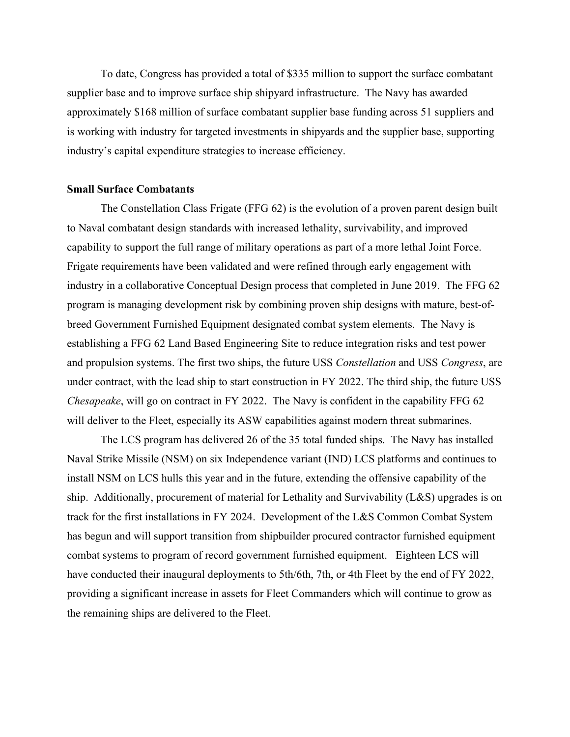To date, Congress has provided a total of $335 million to support the surface combatant supplier base and to improve surface ship shipyard infrastructure. The Navy has awarded approximately $168 million of surface combatant supplier base funding across 51 suppliers and is working with industry for targeted investments in shipyards and the supplier base, supporting industry's capital expenditure strategies to increase efficiency.

**Small Surface Combatants**

The Constellation Class Frigate (FFG 62) is the evolution of a proven parent design built to Naval combatant design standards with increased lethality, survivability, and improved capability to support the full range of military operations as part of a more lethal Joint Force. Frigate requirements have been validated and were refined through early engagement with industry in a collaborative Conceptual Design process that completed in June 2019. The FFG 62 program is managing development risk by combining proven ship designs with mature, best-of-breed Government Furnished Equipment designated combat system elements. The Navy is establishing a FFG 62 Land Based Engineering Site to reduce integration risks and test power and propulsion systems. The first two ships, the future USS *Constellation* and USS *Congress*, are under contract, with the lead ship to start construction in FY 2022. The third ship, the future USS *Chesapeake*, will go on contract in FY 2022. The Navy is confident in the capability FFG 62 will deliver to the Fleet, especially its ASW capabilities against modern threat submarines.

The LCS program has delivered 26 of the 35 total funded ships. The Navy has installed Naval Strike Missile (NSM) on six Independence variant (IND) LCS platforms and continues to install NSM on LCS hulls this year and in the future, extending the offensive capability of the ship. Additionally, procurement of material for Lethality and Survivability (L&S) upgrades is on track for the first installations in FY 2024. Development of the L&S Common Combat System has begun and will support transition from shipbuilder procured contractor furnished equipment combat systems to program of record government furnished equipment. Eighteen LCS will have conducted their inaugural deployments to 5th/6th, 7th, or 4th Fleet by the end of FY 2022, providing a significant increase in assets for Fleet Commanders which will continue to grow as the remaining ships are delivered to the Fleet.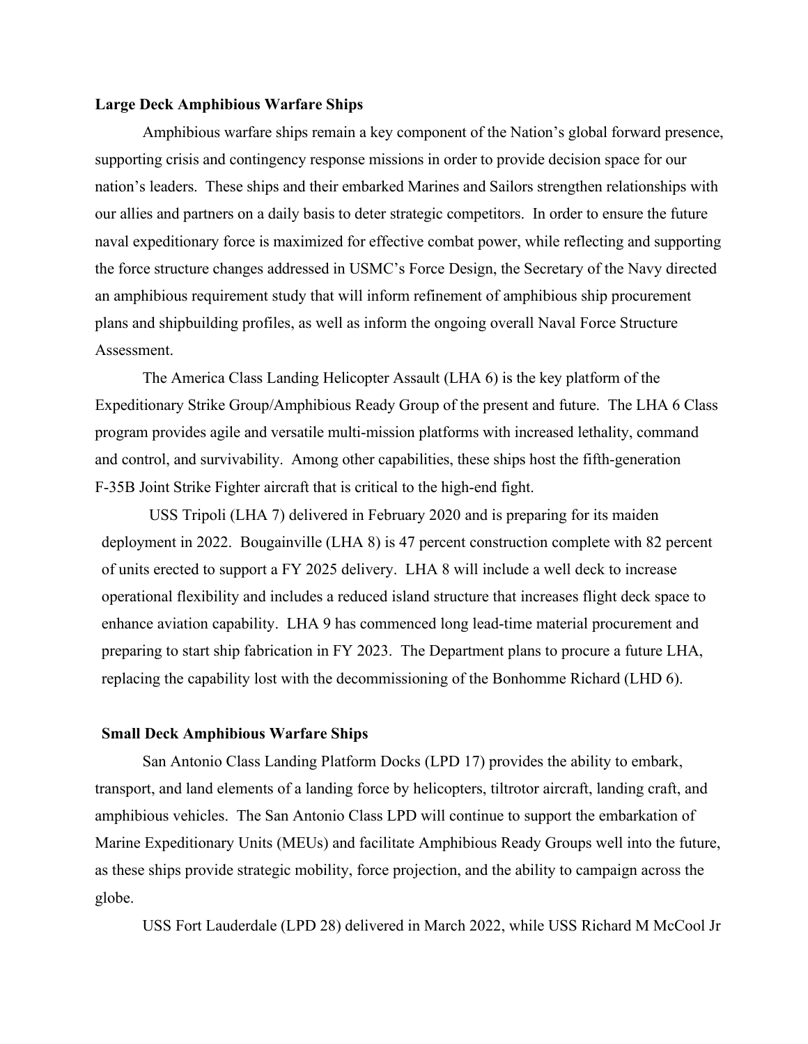**Large Deck Amphibious Warfare Ships**

Amphibious warfare ships remain a key component of the Nation's global forward presence, supporting crisis and contingency response missions in order to provide decision space for our nation's leaders. These ships and their embarked Marines and Sailors strengthen relationships with our allies and partners on a daily basis to deter strategic competitors. In order to ensure the future naval expeditionary force is maximized for effective combat power, while reflecting and supporting the force structure changes addressed in USMC's Force Design, the Secretary of the Navy directed an amphibious requirement study that will inform refinement of amphibious ship procurement plans and shipbuilding profiles, as well as inform the ongoing overall Naval Force Structure Assessment.

The America Class Landing Helicopter Assault (LHA 6) is the key platform of the Expeditionary Strike Group/Amphibious Ready Group of the present and future. The LHA 6 Class program provides agile and versatile multi-mission platforms with increased lethality, command and control, and survivability. Among other capabilities, these ships host the fifth-generation F-35B Joint Strike Fighter aircraft that is critical to the high-end fight.

USS Tripoli (LHA 7) delivered in February 2020 and is preparing for its maiden deployment in 2022. Bougainville (LHA 8) is 47 percent construction complete with 82 percent of units erected to support a FY 2025 delivery. LHA 8 will include a well deck to increase operational flexibility and includes a reduced island structure that increases flight deck space to enhance aviation capability. LHA 9 has commenced long lead-time material procurement and preparing to start ship fabrication in FY 2023. The Department plans to procure a future LHA, replacing the capability lost with the decommissioning of the Bonhomme Richard (LHD 6).

**Small Deck Amphibious Warfare Ships**

San Antonio Class Landing Platform Docks (LPD 17) provides the ability to embark, transport, and land elements of a landing force by helicopters, tiltrotor aircraft, landing craft, and amphibious vehicles. The San Antonio Class LPD will continue to support the embarkation of Marine Expeditionary Units (MEUs) and facilitate Amphibious Ready Groups well into the future, as these ships provide strategic mobility, force projection, and the ability to campaign across the globe.

USS Fort Lauderdale (LPD 28) delivered in March 2022, while USS Richard M McCool Jr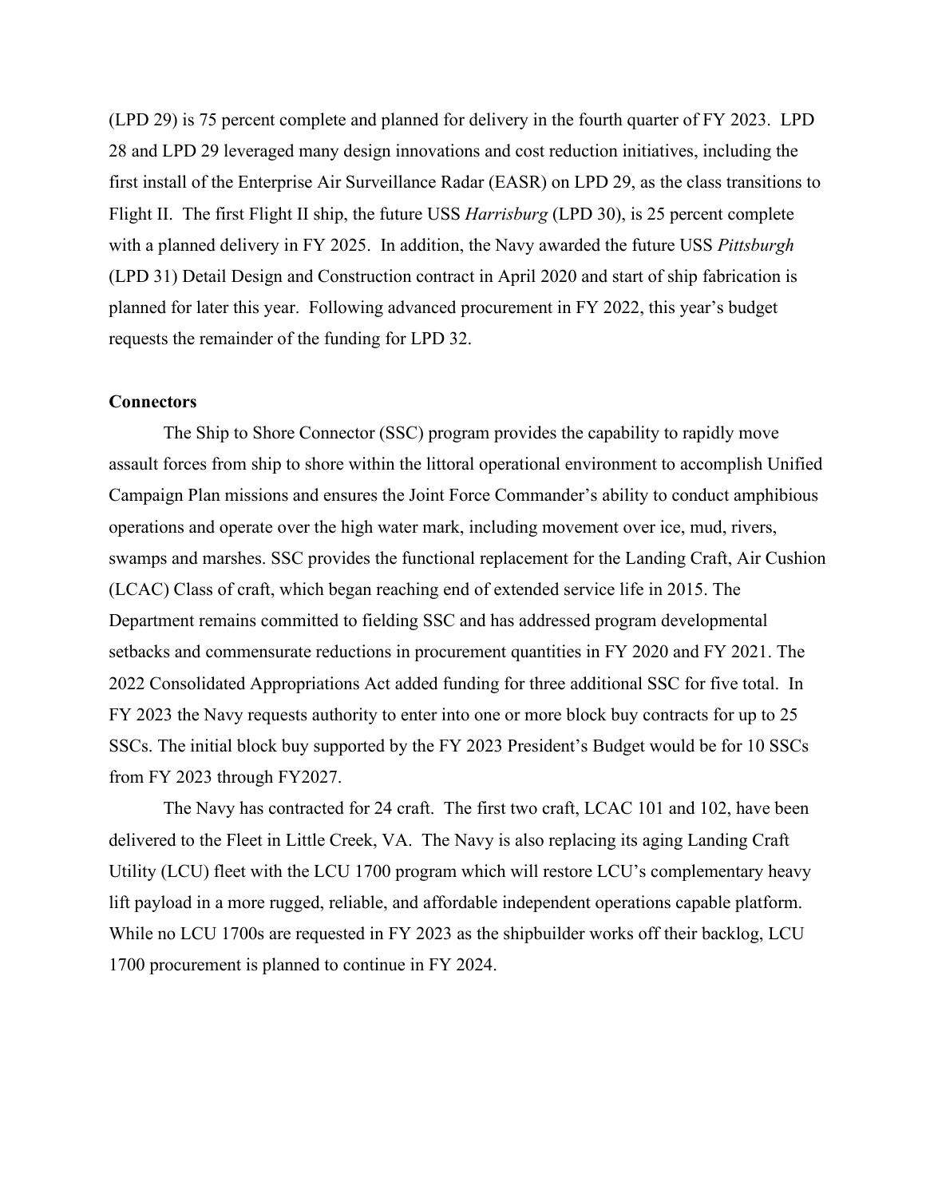(LPD 29) is 75 percent complete and planned for delivery in the fourth quarter of FY 2023. LPD 28 and LPD 29 leveraged many design innovations and cost reduction initiatives, including the first install of the Enterprise Air Surveillance Radar (EASR) on LPD 29, as the class transitions to Flight II. The first Flight II ship, the future USS *Harrisburg* (LPD 30), is 25 percent complete with a planned delivery in FY 2025. In addition, the Navy awarded the future USS *Pittsburgh* (LPD 31) Detail Design and Construction contract in April 2020 and start of ship fabrication is planned for later this year. Following advanced procurement in FY 2022, this year's budget requests the remainder of the funding for LPD 32.

**Connectors**

The Ship to Shore Connector (SSC) program provides the capability to rapidly move assault forces from ship to shore within the littoral operational environment to accomplish Unified Campaign Plan missions and ensures the Joint Force Commander's ability to conduct amphibious operations and operate over the high water mark, including movement over ice, mud, rivers, swamps and marshes. SSC provides the functional replacement for the Landing Craft, Air Cushion (LCAC) Class of craft, which began reaching end of extended service life in 2015. The Department remains committed to fielding SSC and has addressed program developmental setbacks and commensurate reductions in procurement quantities in FY 2020 and FY 2021. The 2022 Consolidated Appropriations Act added funding for three additional SSC for five total. In FY 2023 the Navy requests authority to enter into one or more block buy contracts for up to 25 SSCs. The initial block buy supported by the FY 2023 President's Budget would be for 10 SSCs from FY 2023 through FY2027.

The Navy has contracted for 24 craft. The first two craft, LCAC 101 and 102, have been delivered to the Fleet in Little Creek, VA. The Navy is also replacing its aging Landing Craft Utility (LCU) fleet with the LCU 1700 program which will restore LCU's complementary heavy lift payload in a more rugged, reliable, and affordable independent operations capable platform. While no LCU 1700s are requested in FY 2023 as the shipbuilder works off their backlog, LCU 1700 procurement is planned to continue in FY 2024.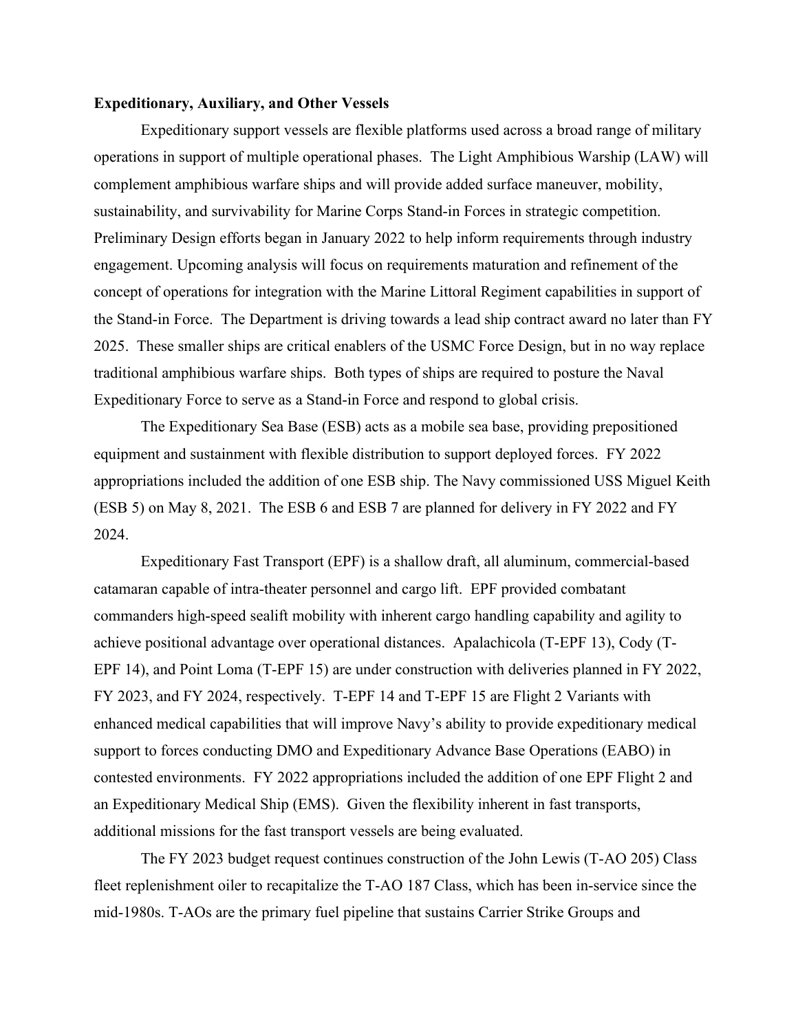**Expeditionary, Auxiliary, and Other Vessels**

Expeditionary support vessels are flexible platforms used across a broad range of military operations in support of multiple operational phases. The Light Amphibious Warship (LAW) will complement amphibious warfare ships and will provide added surface maneuver, mobility, sustainability, and survivability for Marine Corps Stand-in Forces in strategic competition. Preliminary Design efforts began in January 2022 to help inform requirements through industry engagement. Upcoming analysis will focus on requirements maturation and refinement of the concept of operations for integration with the Marine Littoral Regiment capabilities in support of the Stand-in Force. The Department is driving towards a lead ship contract award no later than FY 2025. These smaller ships are critical enablers of the USMC Force Design, but in no way replace traditional amphibious warfare ships. Both types of ships are required to posture the Naval Expeditionary Force to serve as a Stand-in Force and respond to global crisis.

The Expeditionary Sea Base (ESB) acts as a mobile sea base, providing prepositioned equipment and sustainment with flexible distribution to support deployed forces. FY 2022 appropriations included the addition of one ESB ship. The Navy commissioned USS Miguel Keith (ESB 5) on May 8, 2021. The ESB 6 and ESB 7 are planned for delivery in FY 2022 and FY 2024.

Expeditionary Fast Transport (EPF) is a shallow draft, all aluminum, commercial-based catamaran capable of intra-theater personnel and cargo lift. EPF provided combatant commanders high-speed sealift mobility with inherent cargo handling capability and agility to achieve positional advantage over operational distances. Apalachicola (T-EPF 13), Cody (T-EPF 14), and Point Loma (T-EPF 15) are under construction with deliveries planned in FY 2022, FY 2023, and FY 2024, respectively. T-EPF 14 and T-EPF 15 are Flight 2 Variants with enhanced medical capabilities that will improve Navy's ability to provide expeditionary medical support to forces conducting DMO and Expeditionary Advance Base Operations (EABO) in contested environments. FY 2022 appropriations included the addition of one EPF Flight 2 and an Expeditionary Medical Ship (EMS). Given the flexibility inherent in fast transports, additional missions for the fast transport vessels are being evaluated.

The FY 2023 budget request continues construction of the John Lewis (T-AO 205) Class fleet replenishment oiler to recapitalize the T-AO 187 Class, which has been in-service since the mid-1980s. T-AOs are the primary fuel pipeline that sustains Carrier Strike Groups and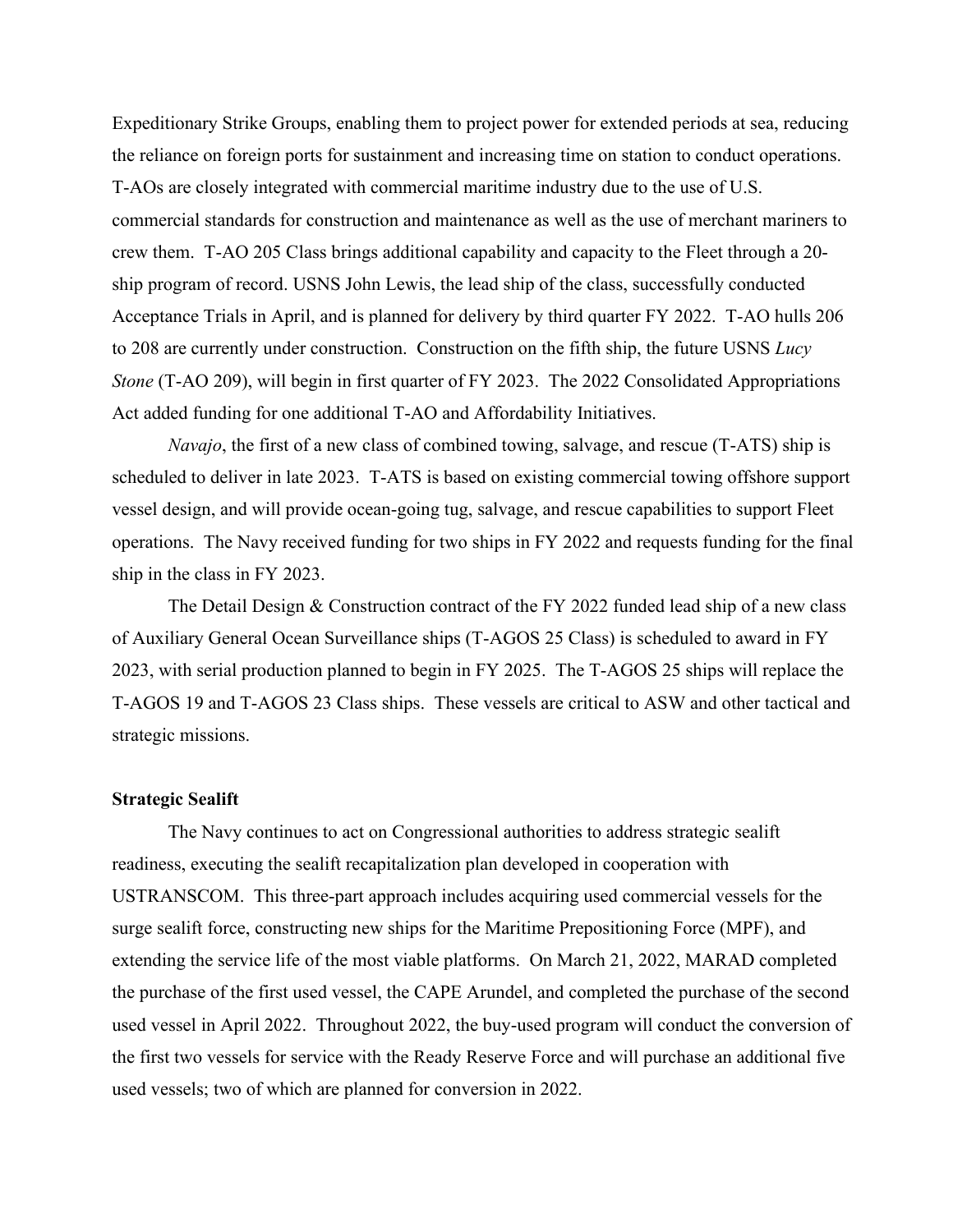Expeditionary Strike Groups, enabling them to project power for extended periods at sea, reducing the reliance on foreign ports for sustainment and increasing time on station to conduct operations. T-AOs are closely integrated with commercial maritime industry due to the use of U.S. commercial standards for construction and maintenance as well as the use of merchant mariners to crew them. T-AO 205 Class brings additional capability and capacity to the Fleet through a 20-ship program of record. USNS John Lewis, the lead ship of the class, successfully conducted Acceptance Trials in April, and is planned for delivery by third quarter FY 2022. T-AO hulls 206 to 208 are currently under construction. Construction on the fifth ship, the future USNS *Lucy Stone* (T-AO 209), will begin in first quarter of FY 2023. The 2022 Consolidated Appropriations Act added funding for one additional T-AO and Affordability Initiatives.

*Navajo*, the first of a new class of combined towing, salvage, and rescue (T-ATS) ship is scheduled to deliver in late 2023. T-ATS is based on existing commercial towing offshore support vessel design, and will provide ocean-going tug, salvage, and rescue capabilities to support Fleet operations. The Navy received funding for two ships in FY 2022 and requests funding for the final ship in the class in FY 2023.

The Detail Design & Construction contract of the FY 2022 funded lead ship of a new class of Auxiliary General Ocean Surveillance ships (T-AGOS 25 Class) is scheduled to award in FY 2023, with serial production planned to begin in FY 2025. The T-AGOS 25 ships will replace the T-AGOS 19 and T-AGOS 23 Class ships. These vessels are critical to ASW and other tactical and strategic missions.

**Strategic Sealift**

The Navy continues to act on Congressional authorities to address strategic sealift readiness, executing the sealift recapitalization plan developed in cooperation with USTRANSCOM. This three-part approach includes acquiring used commercial vessels for the surge sealift force, constructing new ships for the Maritime Prepositioning Force (MPF), and extending the service life of the most viable platforms. On March 21, 2022, MARAD completed the purchase of the first used vessel, the CAPE Arundel, and completed the purchase of the second used vessel in April 2022. Throughout 2022, the buy-used program will conduct the conversion of the first two vessels for service with the Ready Reserve Force and will purchase an additional five used vessels; two of which are planned for conversion in 2022.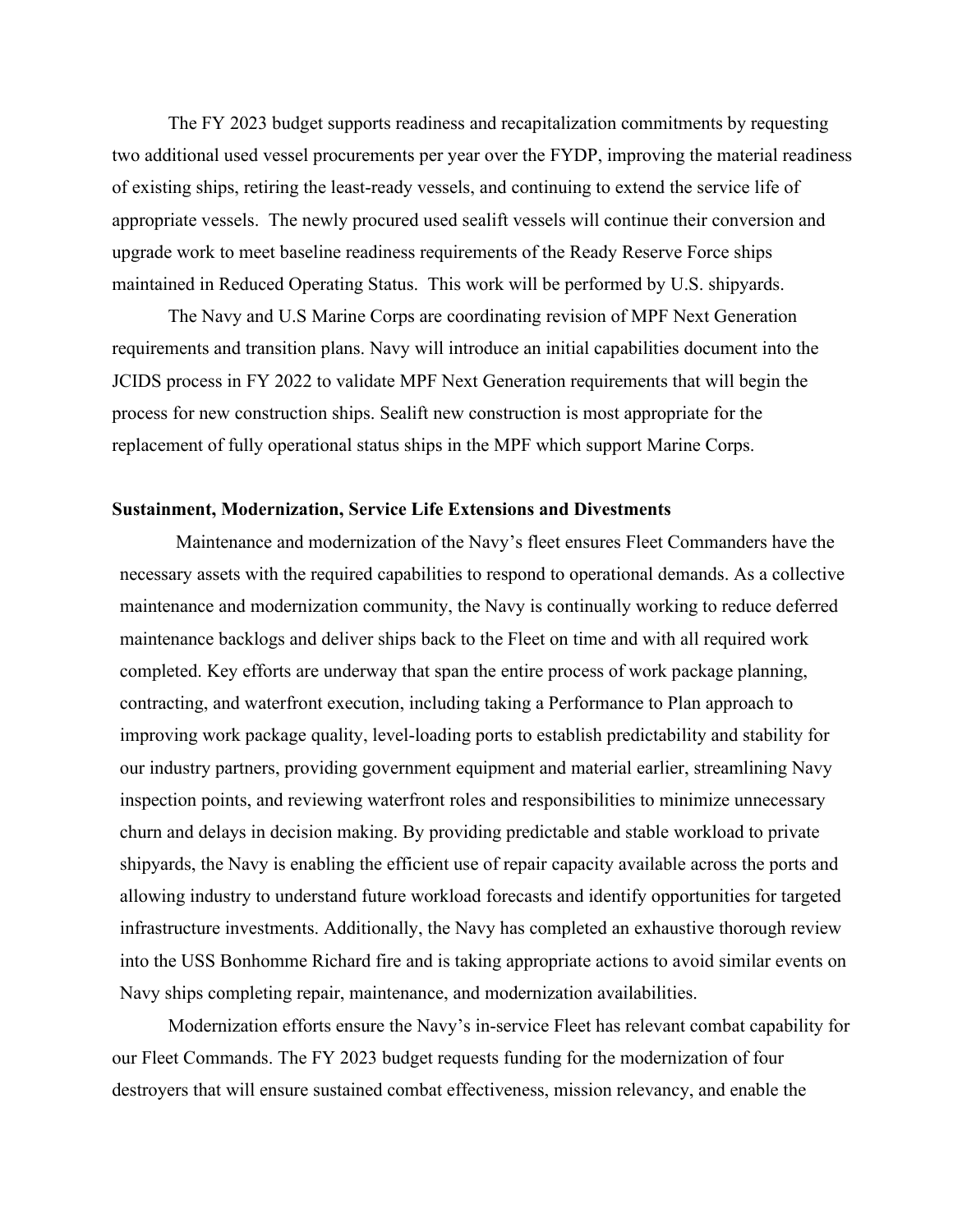The FY 2023 budget supports readiness and recapitalization commitments by requesting two additional used vessel procurements per year over the FYDP, improving the material readiness of existing ships, retiring the least-ready vessels, and continuing to extend the service life of appropriate vessels. The newly procured used sealift vessels will continue their conversion and upgrade work to meet baseline readiness requirements of the Ready Reserve Force ships maintained in Reduced Operating Status. This work will be performed by U.S. shipyards.

The Navy and U.S Marine Corps are coordinating revision of MPF Next Generation requirements and transition plans. Navy will introduce an initial capabilities document into the JCIDS process in FY 2022 to validate MPF Next Generation requirements that will begin the process for new construction ships. Sealift new construction is most appropriate for the replacement of fully operational status ships in the MPF which support Marine Corps.

**Sustainment, Modernization, Service Life Extensions and Divestments**

Maintenance and modernization of the Navy's fleet ensures Fleet Commanders have the necessary assets with the required capabilities to respond to operational demands. As a collective maintenance and modernization community, the Navy is continually working to reduce deferred maintenance backlogs and deliver ships back to the Fleet on time and with all required work completed. Key efforts are underway that span the entire process of work package planning, contracting, and waterfront execution, including taking a Performance to Plan approach to improving work package quality, level-loading ports to establish predictability and stability for our industry partners, providing government equipment and material earlier, streamlining Navy inspection points, and reviewing waterfront roles and responsibilities to minimize unnecessary churn and delays in decision making. By providing predictable and stable workload to private shipyards, the Navy is enabling the efficient use of repair capacity available across the ports and allowing industry to understand future workload forecasts and identify opportunities for targeted infrastructure investments. Additionally, the Navy has completed an exhaustive thorough review into the USS Bonhomme Richard fire and is taking appropriate actions to avoid similar events on Navy ships completing repair, maintenance, and modernization availabilities.

Modernization efforts ensure the Navy's in-service Fleet has relevant combat capability for our Fleet Commands. The FY 2023 budget requests funding for the modernization of four destroyers that will ensure sustained combat effectiveness, mission relevancy, and enable the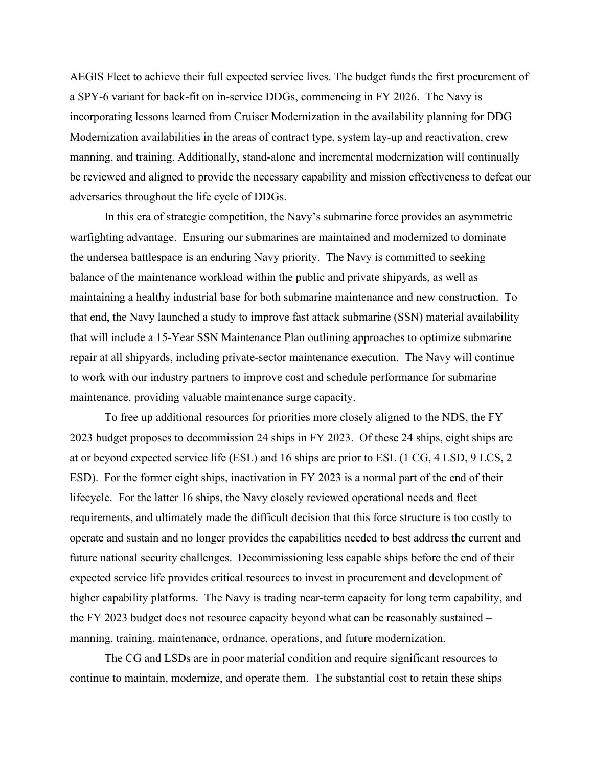AEGIS Fleet to achieve their full expected service lives. The budget funds the first procurement of a SPY-6 variant for back-fit on in-service DDGs, commencing in FY 2026. The Navy is incorporating lessons learned from Cruiser Modernization in the availability planning for DDG Modernization availabilities in the areas of contract type, system lay-up and reactivation, crew manning, and training. Additionally, stand-alone and incremental modernization will continually be reviewed and aligned to provide the necessary capability and mission effectiveness to defeat our adversaries throughout the life cycle of DDGs.

In this era of strategic competition, the Navy's submarine force provides an asymmetric warfighting advantage. Ensuring our submarines are maintained and modernized to dominate the undersea battlespace is an enduring Navy priority. The Navy is committed to seeking balance of the maintenance workload within the public and private shipyards, as well as maintaining a healthy industrial base for both submarine maintenance and new construction. To that end, the Navy launched a study to improve fast attack submarine (SSN) material availability that will include a 15-Year SSN Maintenance Plan outlining approaches to optimize submarine repair at all shipyards, including private-sector maintenance execution. The Navy will continue to work with our industry partners to improve cost and schedule performance for submarine maintenance, providing valuable maintenance surge capacity.

To free up additional resources for priorities more closely aligned to the NDS, the FY 2023 budget proposes to decommission 24 ships in FY 2023. Of these 24 ships, eight ships are at or beyond expected service life (ESL) and 16 ships are prior to ESL (1 CG, 4 LSD, 9 LCS, 2 ESD). For the former eight ships, inactivation in FY 2023 is a normal part of the end of their lifecycle. For the latter 16 ships, the Navy closely reviewed operational needs and fleet requirements, and ultimately made the difficult decision that this force structure is too costly to operate and sustain and no longer provides the capabilities needed to best address the current and future national security challenges. Decommissioning less capable ships before the end of their expected service life provides critical resources to invest in procurement and development of higher capability platforms. The Navy is trading near-term capacity for long term capability, and the FY 2023 budget does not resource capacity beyond what can be reasonably sustained – manning, training, maintenance, ordnance, operations, and future modernization.

The CG and LSDs are in poor material condition and require significant resources to continue to maintain, modernize, and operate them. The substantial cost to retain these ships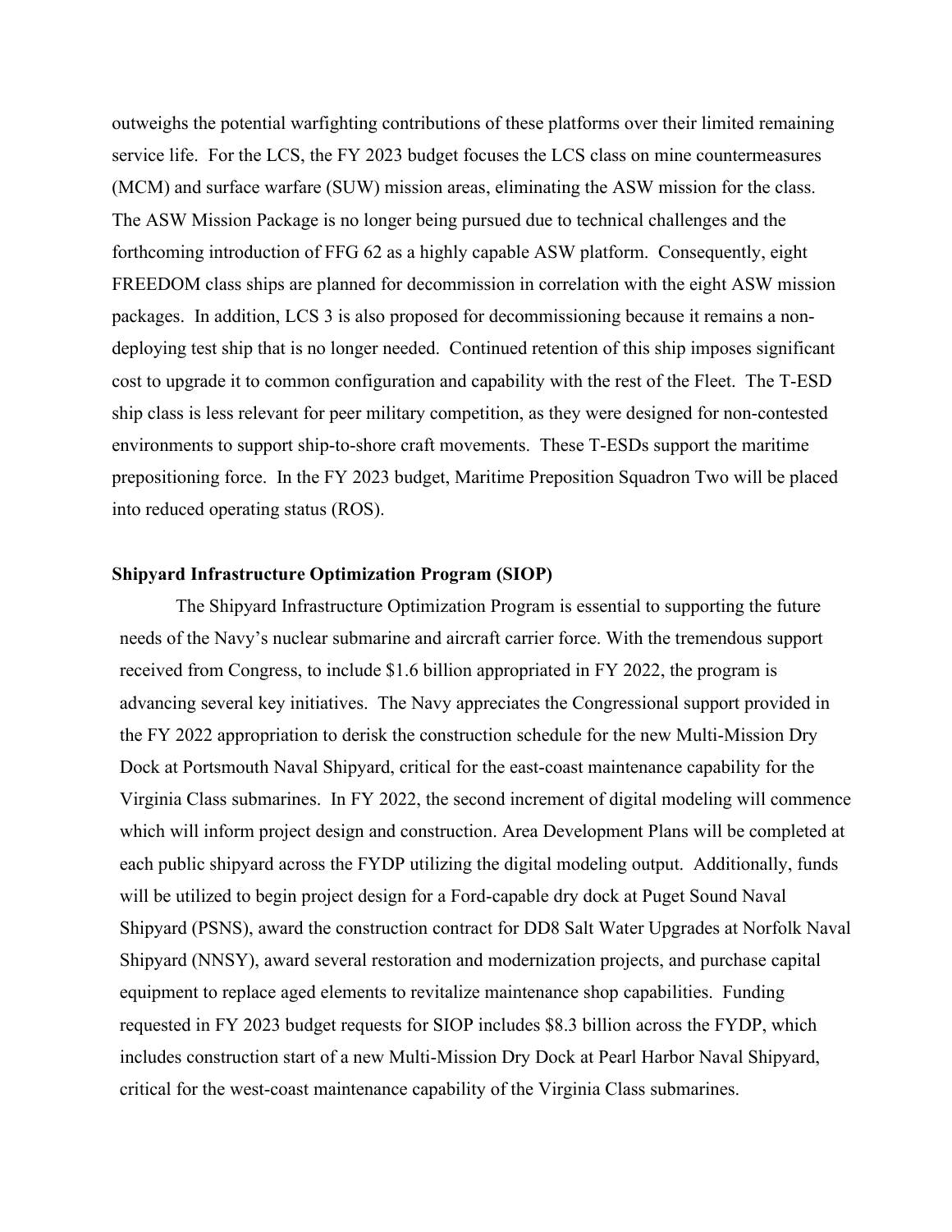outweighs the potential warfighting contributions of these platforms over their limited remaining service life. For the LCS, the FY 2023 budget focuses the LCS class on mine countermeasures (MCM) and surface warfare (SUW) mission areas, eliminating the ASW mission for the class. The ASW Mission Package is no longer being pursued due to technical challenges and the forthcoming introduction of FFG 62 as a highly capable ASW platform. Consequently, eight FREEDOM class ships are planned for decommission in correlation with the eight ASW mission packages. In addition, LCS 3 is also proposed for decommissioning because it remains a non-deploying test ship that is no longer needed. Continued retention of this ship imposes significant cost to upgrade it to common configuration and capability with the rest of the Fleet. The T-ESD ship class is less relevant for peer military competition, as they were designed for non-contested environments to support ship-to-shore craft movements. These T-ESDs support the maritime prepositioning force. In the FY 2023 budget, Maritime Preposition Squadron Two will be placed into reduced operating status (ROS).

**Shipyard Infrastructure Optimization Program (SIOP)**

The Shipyard Infrastructure Optimization Program is essential to supporting the future needs of the Navy's nuclear submarine and aircraft carrier force. With the tremendous support received from Congress, to include $1.6 billion appropriated in FY 2022, the program is advancing several key initiatives. The Navy appreciates the Congressional support provided in the FY 2022 appropriation to derisk the construction schedule for the new Multi-Mission Dry Dock at Portsmouth Naval Shipyard, critical for the east-coast maintenance capability for the Virginia Class submarines. In FY 2022, the second increment of digital modeling will commence which will inform project design and construction. Area Development Plans will be completed at each public shipyard across the FYDP utilizing the digital modeling output. Additionally, funds will be utilized to begin project design for a Ford-capable dry dock at Puget Sound Naval Shipyard (PSNS), award the construction contract for DD8 Salt Water Upgrades at Norfolk Naval Shipyard (NNSY), award several restoration and modernization projects, and purchase capital equipment to replace aged elements to revitalize maintenance shop capabilities. Funding requested in FY 2023 budget requests for SIOP includes $8.3 billion across the FYDP, which includes construction start of a new Multi-Mission Dry Dock at Pearl Harbor Naval Shipyard, critical for the west-coast maintenance capability of the Virginia Class submarines.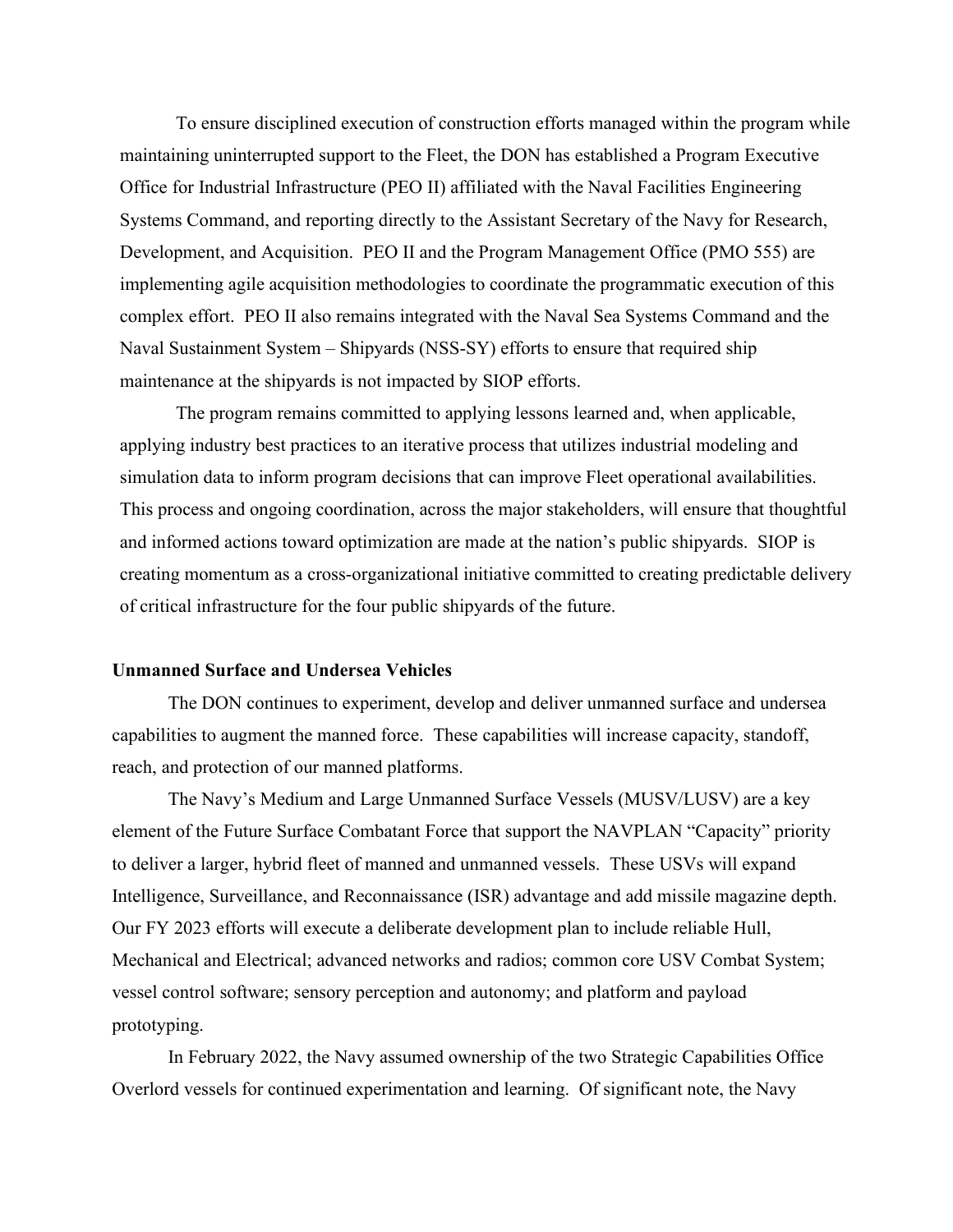To ensure disciplined execution of construction efforts managed within the program while maintaining uninterrupted support to the Fleet, the DON has established a Program Executive Office for Industrial Infrastructure (PEO II) affiliated with the Naval Facilities Engineering Systems Command, and reporting directly to the Assistant Secretary of the Navy for Research, Development, and Acquisition. PEO II and the Program Management Office (PMO 555) are implementing agile acquisition methodologies to coordinate the programmatic execution of this complex effort. PEO II also remains integrated with the Naval Sea Systems Command and the Naval Sustainment System – Shipyards (NSS-SY) efforts to ensure that required ship maintenance at the shipyards is not impacted by SIOP efforts.

The program remains committed to applying lessons learned and, when applicable, applying industry best practices to an iterative process that utilizes industrial modeling and simulation data to inform program decisions that can improve Fleet operational availabilities. This process and ongoing coordination, across the major stakeholders, will ensure that thoughtful and informed actions toward optimization are made at the nation's public shipyards. SIOP is creating momentum as a cross-organizational initiative committed to creating predictable delivery of critical infrastructure for the four public shipyards of the future.

**Unmanned Surface and Undersea Vehicles**

The DON continues to experiment, develop and deliver unmanned surface and undersea capabilities to augment the manned force. These capabilities will increase capacity, standoff, reach, and protection of our manned platforms.

The Navy's Medium and Large Unmanned Surface Vessels (MUSV/LUSV) are a key element of the Future Surface Combatant Force that support the NAVPLAN "Capacity" priority to deliver a larger, hybrid fleet of manned and unmanned vessels. These USVs will expand Intelligence, Surveillance, and Reconnaissance (ISR) advantage and add missile magazine depth. Our FY 2023 efforts will execute a deliberate development plan to include reliable Hull, Mechanical and Electrical; advanced networks and radios; common core USV Combat System; vessel control software; sensory perception and autonomy; and platform and payload prototyping.

In February 2022, the Navy assumed ownership of the two Strategic Capabilities Office Overlord vessels for continued experimentation and learning. Of significant note, the Navy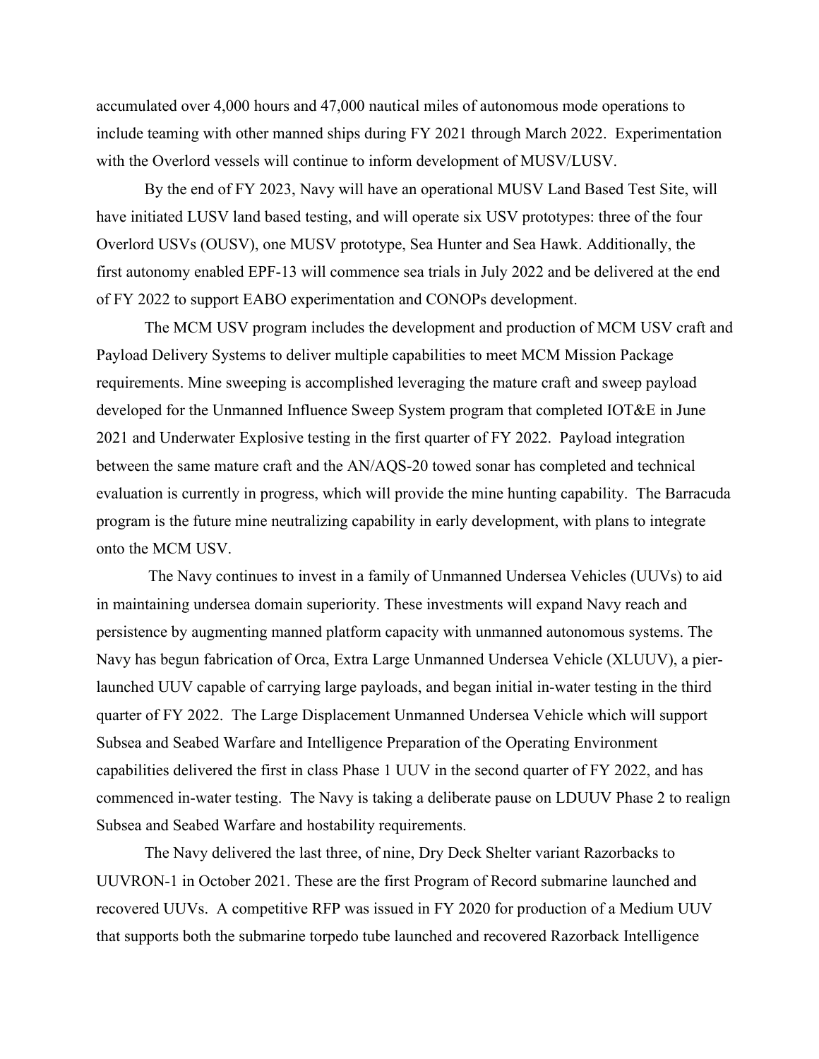accumulated over 4,000 hours and 47,000 nautical miles of autonomous mode operations to include teaming with other manned ships during FY 2021 through March 2022. Experimentation with the Overlord vessels will continue to inform development of MUSV/LUSV.

By the end of FY 2023, Navy will have an operational MUSV Land Based Test Site, will have initiated LUSV land based testing, and will operate six USV prototypes: three of the four Overlord USVs (OUSV), one MUSV prototype, Sea Hunter and Sea Hawk. Additionally, the first autonomy enabled EPF-13 will commence sea trials in July 2022 and be delivered at the end of FY 2022 to support EABO experimentation and CONOPs development.

The MCM USV program includes the development and production of MCM USV craft and Payload Delivery Systems to deliver multiple capabilities to meet MCM Mission Package requirements. Mine sweeping is accomplished leveraging the mature craft and sweep payload developed for the Unmanned Influence Sweep System program that completed IOT&E in June 2021 and Underwater Explosive testing in the first quarter of FY 2022. Payload integration between the same mature craft and the AN/AQS-20 towed sonar has completed and technical evaluation is currently in progress, which will provide the mine hunting capability. The Barracuda program is the future mine neutralizing capability in early development, with plans to integrate onto the MCM USV.

The Navy continues to invest in a family of Unmanned Undersea Vehicles (UUVs) to aid in maintaining undersea domain superiority. These investments will expand Navy reach and persistence by augmenting manned platform capacity with unmanned autonomous systems. The Navy has begun fabrication of Orca, Extra Large Unmanned Undersea Vehicle (XLUUV), a pier-launched UUV capable of carrying large payloads, and began initial in-water testing in the third quarter of FY 2022. The Large Displacement Unmanned Undersea Vehicle which will support Subsea and Seabed Warfare and Intelligence Preparation of the Operating Environment capabilities delivered the first in class Phase 1 UUV in the second quarter of FY 2022, and has commenced in-water testing. The Navy is taking a deliberate pause on LDUUV Phase 2 to realign Subsea and Seabed Warfare and hostability requirements.

The Navy delivered the last three, of nine, Dry Deck Shelter variant Razorbacks to UUVRON-1 in October 2021. These are the first Program of Record submarine launched and recovered UUVs. A competitive RFP was issued in FY 2020 for production of a Medium UUV that supports both the submarine torpedo tube launched and recovered Razorback Intelligence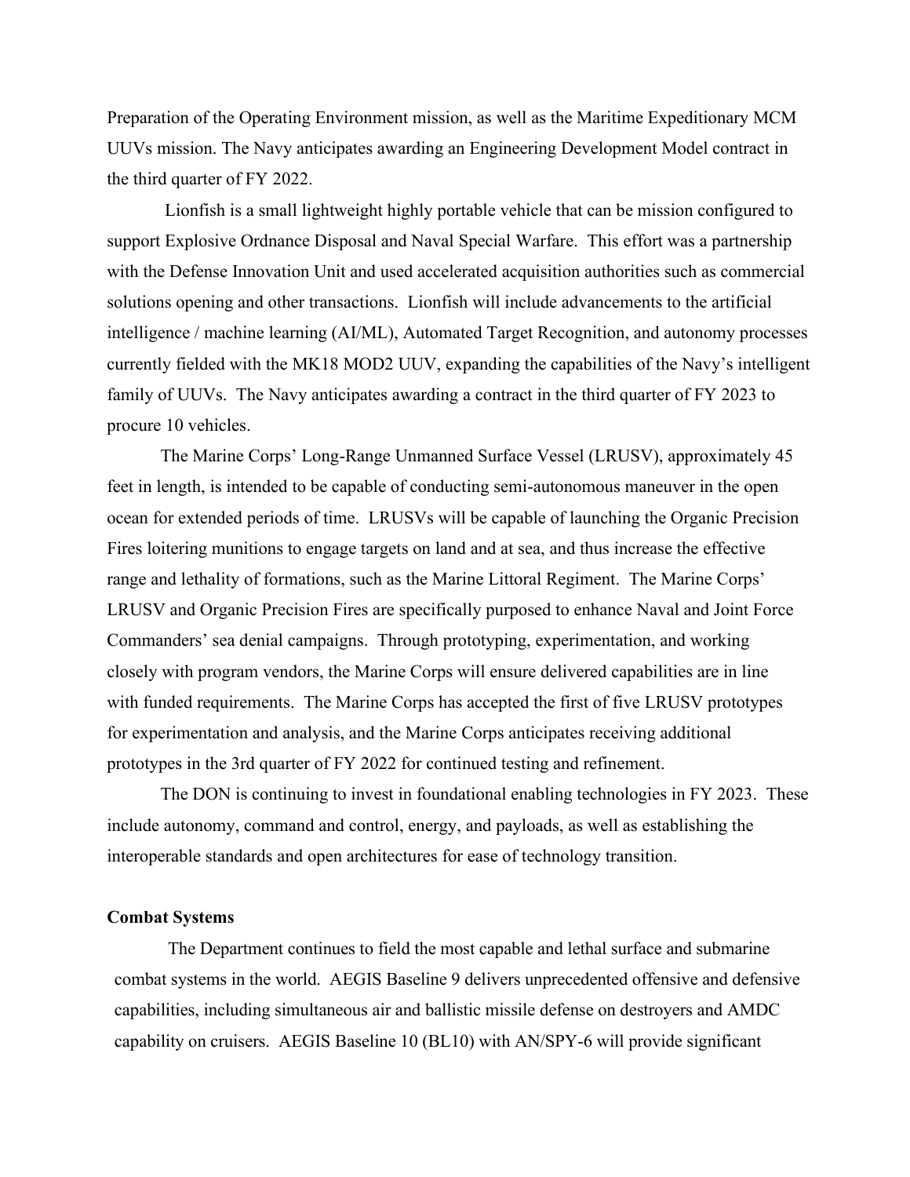Preparation of the Operating Environment mission, as well as the Maritime Expeditionary MCM UUVs mission. The Navy anticipates awarding an Engineering Development Model contract in the third quarter of FY 2022.

Lionfish is a small lightweight highly portable vehicle that can be mission configured to support Explosive Ordnance Disposal and Naval Special Warfare. This effort was a partnership with the Defense Innovation Unit and used accelerated acquisition authorities such as commercial solutions opening and other transactions. Lionfish will include advancements to the artificial intelligence / machine learning (AI/ML), Automated Target Recognition, and autonomy processes currently fielded with the MK18 MOD2 UUV, expanding the capabilities of the Navy's intelligent family of UUVs. The Navy anticipates awarding a contract in the third quarter of FY 2023 to procure 10 vehicles.

The Marine Corps' Long-Range Unmanned Surface Vessel (LRUSV), approximately 45 feet in length, is intended to be capable of conducting semi-autonomous maneuver in the open ocean for extended periods of time. LRUSVs will be capable of launching the Organic Precision Fires loitering munitions to engage targets on land and at sea, and thus increase the effective range and lethality of formations, such as the Marine Littoral Regiment. The Marine Corps' LRUSV and Organic Precision Fires are specifically purposed to enhance Naval and Joint Force Commanders' sea denial campaigns. Through prototyping, experimentation, and working closely with program vendors, the Marine Corps will ensure delivered capabilities are in line with funded requirements. The Marine Corps has accepted the first of five LRUSV prototypes for experimentation and analysis, and the Marine Corps anticipates receiving additional prototypes in the 3rd quarter of FY 2022 for continued testing and refinement.

The DON is continuing to invest in foundational enabling technologies in FY 2023. These include autonomy, command and control, energy, and payloads, as well as establishing the interoperable standards and open architectures for ease of technology transition.

**Combat Systems**

The Department continues to field the most capable and lethal surface and submarine combat systems in the world. AEGIS Baseline 9 delivers unprecedented offensive and defensive capabilities, including simultaneous air and ballistic missile defense on destroyers and AMDC capability on cruisers. AEGIS Baseline 10 (BL10) with AN/SPY-6 will provide significant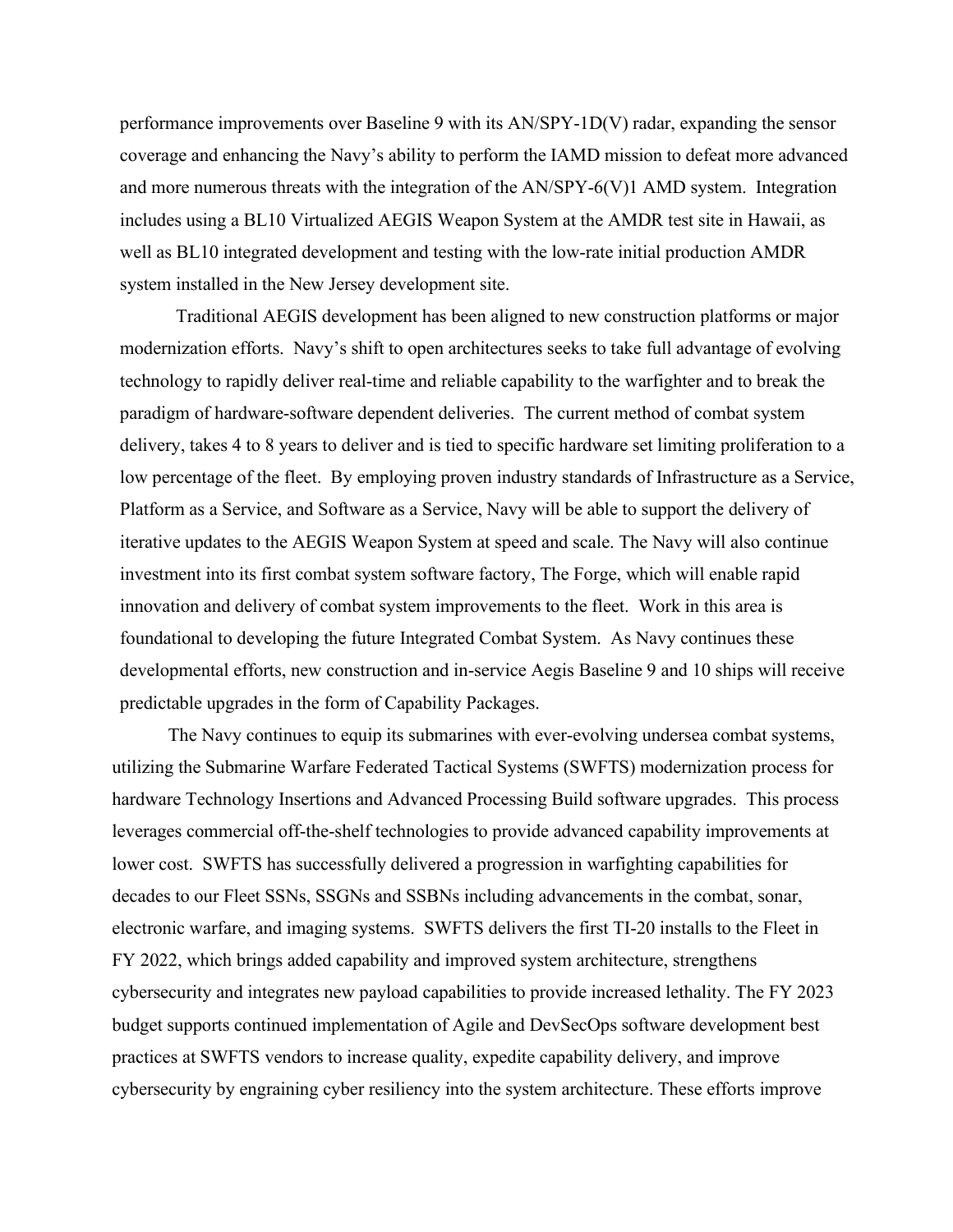performance improvements over Baseline 9 with its AN/SPY-1D(V) radar, expanding the sensor coverage and enhancing the Navy's ability to perform the IAMD mission to defeat more advanced and more numerous threats with the integration of the AN/SPY-6(V)1 AMD system. Integration includes using a BL10 Virtualized AEGIS Weapon System at the AMDR test site in Hawaii, as well as BL10 integrated development and testing with the low-rate initial production AMDR system installed in the New Jersey development site.

Traditional AEGIS development has been aligned to new construction platforms or major modernization efforts. Navy's shift to open architectures seeks to take full advantage of evolving technology to rapidly deliver real-time and reliable capability to the warfighter and to break the paradigm of hardware-software dependent deliveries. The current method of combat system delivery, takes 4 to 8 years to deliver and is tied to specific hardware set limiting proliferation to a low percentage of the fleet. By employing proven industry standards of Infrastructure as a Service, Platform as a Service, and Software as a Service, Navy will be able to support the delivery of iterative updates to the AEGIS Weapon System at speed and scale. The Navy will also continue investment into its first combat system software factory, The Forge, which will enable rapid innovation and delivery of combat system improvements to the fleet. Work in this area is foundational to developing the future Integrated Combat System. As Navy continues these developmental efforts, new construction and in-service Aegis Baseline 9 and 10 ships will receive predictable upgrades in the form of Capability Packages.

The Navy continues to equip its submarines with ever-evolving undersea combat systems, utilizing the Submarine Warfare Federated Tactical Systems (SWFTS) modernization process for hardware Technology Insertions and Advanced Processing Build software upgrades. This process leverages commercial off-the-shelf technologies to provide advanced capability improvements at lower cost. SWFTS has successfully delivered a progression in warfighting capabilities for decades to our Fleet SSNs, SSGNs and SSBNs including advancements in the combat, sonar, electronic warfare, and imaging systems. SWFTS delivers the first TI-20 installs to the Fleet in FY 2022, which brings added capability and improved system architecture, strengthens cybersecurity and integrates new payload capabilities to provide increased lethality. The FY 2023 budget supports continued implementation of Agile and DevSecOps software development best practices at SWFTS vendors to increase quality, expedite capability delivery, and improve cybersecurity by engraining cyber resiliency into the system architecture. These efforts improve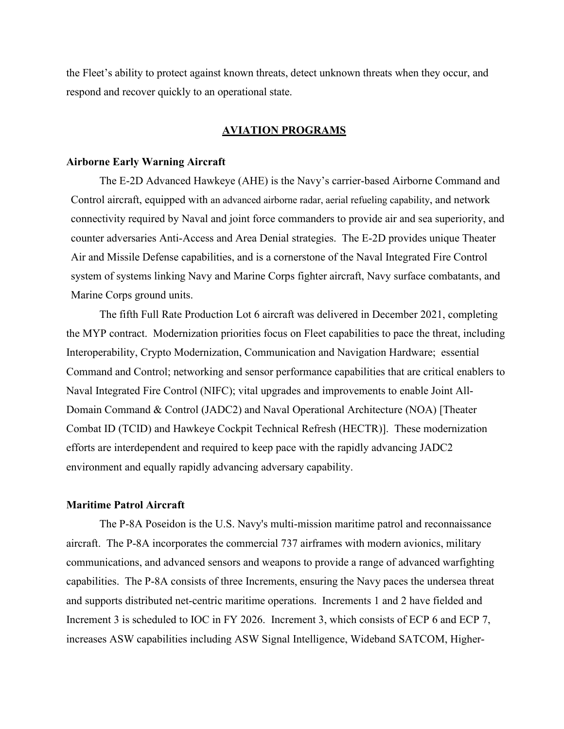the Fleet's ability to protect against known threats, detect unknown threats when they occur, and respond and recover quickly to an operational state.

## AVIATION PROGRAMS

### Airborne Early Warning Aircraft

The E-2D Advanced Hawkeye (AHE) is the Navy's carrier-based Airborne Command and Control aircraft, equipped with an advanced airborne radar, aerial refueling capability, and network connectivity required by Naval and joint force commanders to provide air and sea superiority, and counter adversaries Anti-Access and Area Denial strategies. The E-2D provides unique Theater Air and Missile Defense capabilities, and is a cornerstone of the Naval Integrated Fire Control system of systems linking Navy and Marine Corps fighter aircraft, Navy surface combatants, and Marine Corps ground units.

The fifth Full Rate Production Lot 6 aircraft was delivered in December 2021, completing the MYP contract. Modernization priorities focus on Fleet capabilities to pace the threat, including Interoperability, Crypto Modernization, Communication and Navigation Hardware; essential Command and Control; networking and sensor performance capabilities that are critical enablers to Naval Integrated Fire Control (NIFC); vital upgrades and improvements to enable Joint All-Domain Command & Control (JADC2) and Naval Operational Architecture (NOA) [Theater Combat ID (TCID) and Hawkeye Cockpit Technical Refresh (HECTR)]. These modernization efforts are interdependent and required to keep pace with the rapidly advancing JADC2 environment and equally rapidly advancing adversary capability.

### Maritime Patrol Aircraft

The P-8A Poseidon is the U.S. Navy's multi-mission maritime patrol and reconnaissance aircraft. The P-8A incorporates the commercial 737 airframes with modern avionics, military communications, and advanced sensors and weapons to provide a range of advanced warfighting capabilities. The P-8A consists of three Increments, ensuring the Navy paces the undersea threat and supports distributed net-centric maritime operations. Increments 1 and 2 have fielded and Increment 3 is scheduled to IOC in FY 2026. Increment 3, which consists of ECP 6 and ECP 7, increases ASW capabilities including ASW Signal Intelligence, Wideband SATCOM, Higher-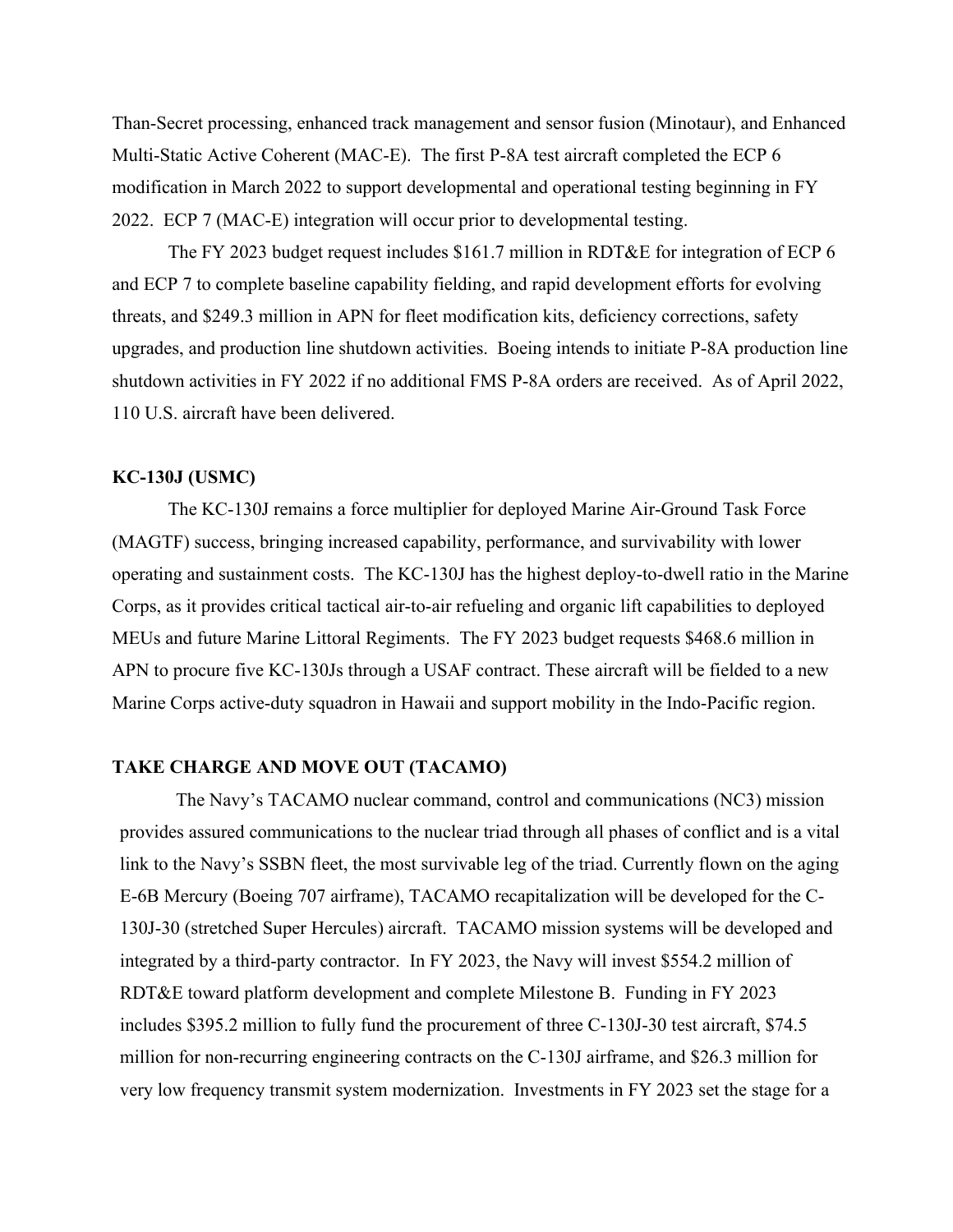Than-Secret processing, enhanced track management and sensor fusion (Minotaur), and Enhanced Multi-Static Active Coherent (MAC-E). The first P-8A test aircraft completed the ECP 6 modification in March 2022 to support developmental and operational testing beginning in FY 2022. ECP 7 (MAC-E) integration will occur prior to developmental testing.

The FY 2023 budget request includes $161.7 million in RDT&E for integration of ECP 6 and ECP 7 to complete baseline capability fielding, and rapid development efforts for evolving threats, and $249.3 million in APN for fleet modification kits, deficiency corrections, safety upgrades, and production line shutdown activities. Boeing intends to initiate P-8A production line shutdown activities in FY 2022 if no additional FMS P-8A orders are received. As of April 2022, 110 U.S. aircraft have been delivered.

**KC-130J (USMC)**

The KC-130J remains a force multiplier for deployed Marine Air-Ground Task Force (MAGTF) success, bringing increased capability, performance, and survivability with lower operating and sustainment costs. The KC-130J has the highest deploy-to-dwell ratio in the Marine Corps, as it provides critical tactical air-to-air refueling and organic lift capabilities to deployed MEUs and future Marine Littoral Regiments. The FY 2023 budget requests $468.6 million in APN to procure five KC-130Js through a USAF contract. These aircraft will be fielded to a new Marine Corps active-duty squadron in Hawaii and support mobility in the Indo-Pacific region.

**TAKE CHARGE AND MOVE OUT (TACAMO)**

The Navy's TACAMO nuclear command, control and communications (NC3) mission provides assured communications to the nuclear triad through all phases of conflict and is a vital link to the Navy's SSBN fleet, the most survivable leg of the triad. Currently flown on the aging E-6B Mercury (Boeing 707 airframe), TACAMO recapitalization will be developed for the C-130J-30 (stretched Super Hercules) aircraft. TACAMO mission systems will be developed and integrated by a third-party contractor. In FY 2023, the Navy will invest $554.2 million of RDT&E toward platform development and complete Milestone B. Funding in FY 2023 includes $395.2 million to fully fund the procurement of three C-130J-30 test aircraft, $74.5 million for non-recurring engineering contracts on the C-130J airframe, and $26.3 million for very low frequency transmit system modernization. Investments in FY 2023 set the stage for a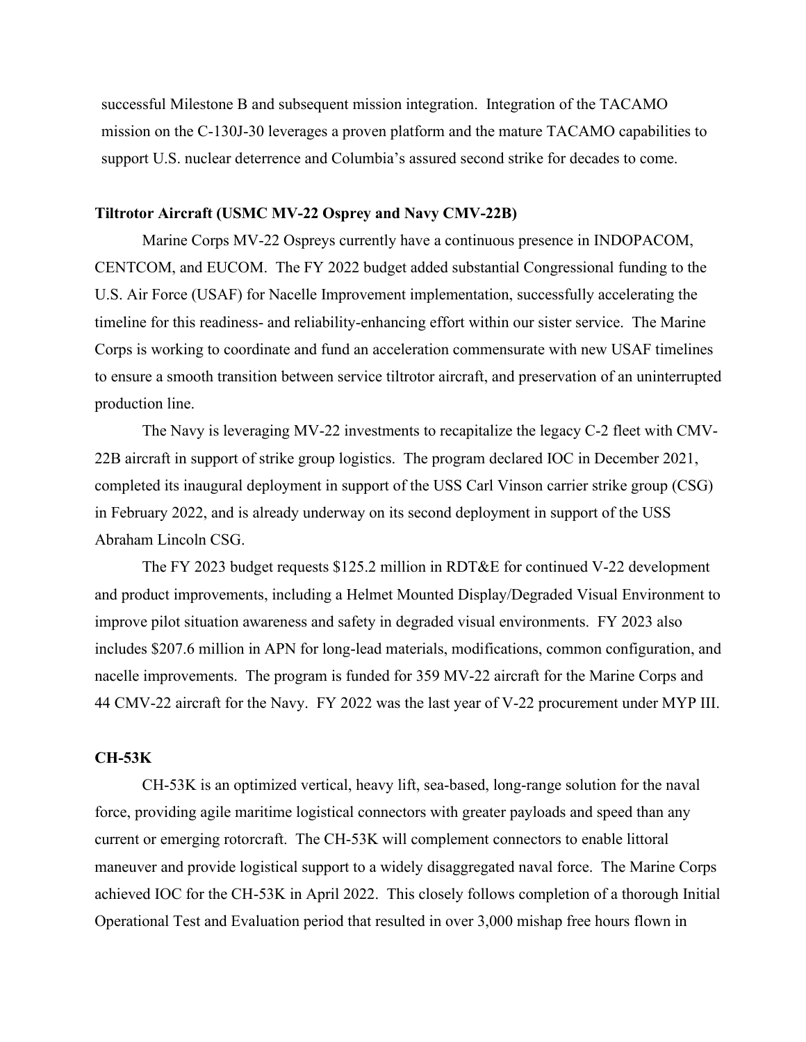successful Milestone B and subsequent mission integration. Integration of the TACAMO mission on the C-130J-30 leverages a proven platform and the mature TACAMO capabilities to support U.S. nuclear deterrence and Columbia's assured second strike for decades to come.

**Tiltrotor Aircraft (USMC MV-22 Osprey and Navy CMV-22B)**

Marine Corps MV-22 Ospreys currently have a continuous presence in INDOPACOM, CENTCOM, and EUCOM. The FY 2022 budget added substantial Congressional funding to the U.S. Air Force (USAF) for Nacelle Improvement implementation, successfully accelerating the timeline for this readiness- and reliability-enhancing effort within our sister service. The Marine Corps is working to coordinate and fund an acceleration commensurate with new USAF timelines to ensure a smooth transition between service tiltrotor aircraft, and preservation of an uninterrupted production line.

The Navy is leveraging MV-22 investments to recapitalize the legacy C-2 fleet with CMV-22B aircraft in support of strike group logistics. The program declared IOC in December 2021, completed its inaugural deployment in support of the USS Carl Vinson carrier strike group (CSG) in February 2022, and is already underway on its second deployment in support of the USS Abraham Lincoln CSG.

The FY 2023 budget requests $125.2 million in RDT&E for continued V-22 development and product improvements, including a Helmet Mounted Display/Degraded Visual Environment to improve pilot situation awareness and safety in degraded visual environments. FY 2023 also includes $207.6 million in APN for long-lead materials, modifications, common configuration, and nacelle improvements. The program is funded for 359 MV-22 aircraft for the Marine Corps and 44 CMV-22 aircraft for the Navy. FY 2022 was the last year of V-22 procurement under MYP III.

**CH-53K**

CH-53K is an optimized vertical, heavy lift, sea-based, long-range solution for the naval force, providing agile maritime logistical connectors with greater payloads and speed than any current or emerging rotorcraft. The CH-53K will complement connectors to enable littoral maneuver and provide logistical support to a widely disaggregated naval force. The Marine Corps achieved IOC for the CH-53K in April 2022. This closely follows completion of a thorough Initial Operational Test and Evaluation period that resulted in over 3,000 mishap free hours flown in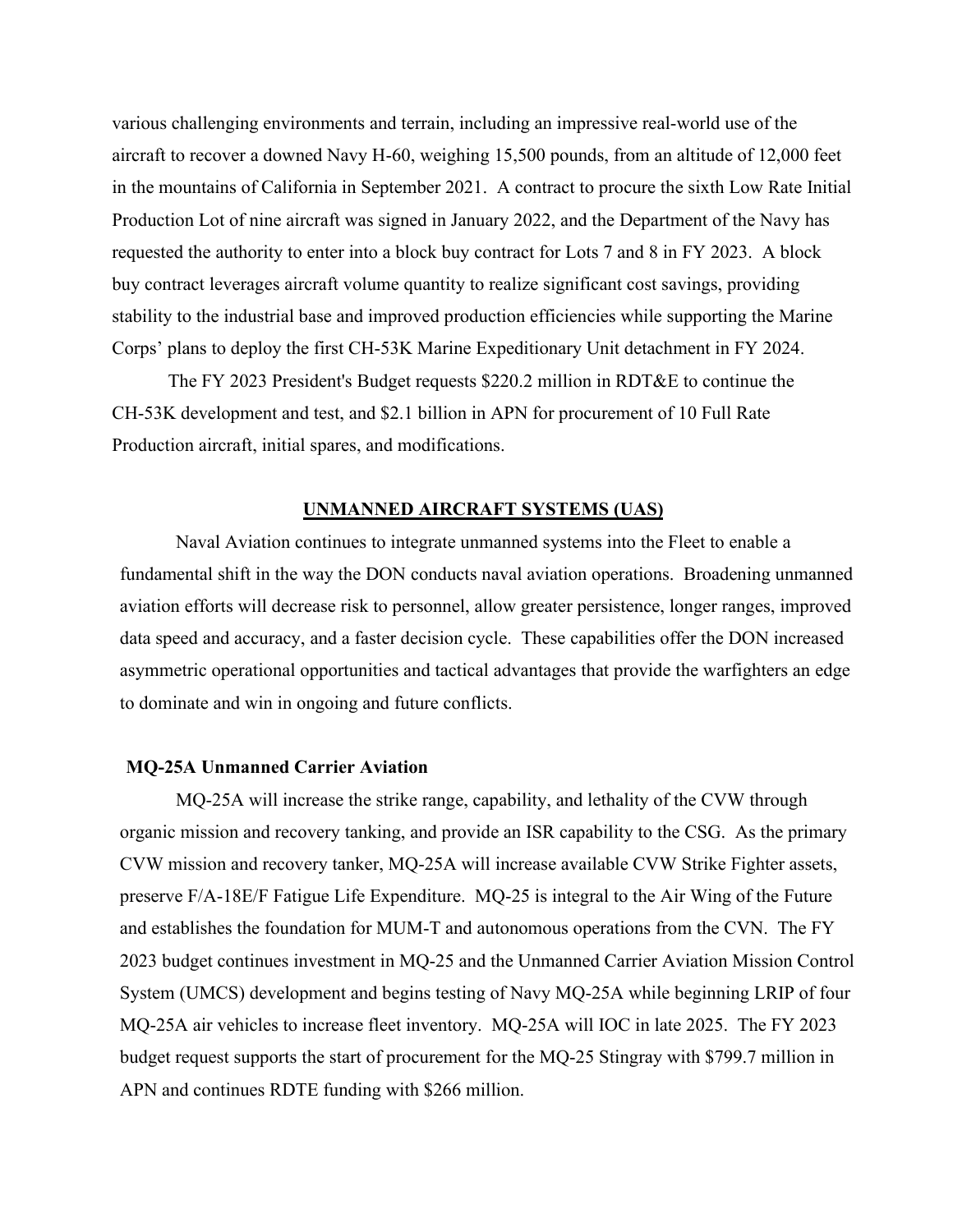various challenging environments and terrain, including an impressive real-world use of the aircraft to recover a downed Navy H-60, weighing 15,500 pounds, from an altitude of 12,000 feet in the mountains of California in September 2021. A contract to procure the sixth Low Rate Initial Production Lot of nine aircraft was signed in January 2022, and the Department of the Navy has requested the authority to enter into a block buy contract for Lots 7 and 8 in FY 2023. A block buy contract leverages aircraft volume quantity to realize significant cost savings, providing stability to the industrial base and improved production efficiencies while supporting the Marine Corps' plans to deploy the first CH-53K Marine Expeditionary Unit detachment in FY 2024.

The FY 2023 President's Budget requests $220.2 million in RDT&E to continue the CH-53K development and test, and $2.1 billion in APN for procurement of 10 Full Rate Production aircraft, initial spares, and modifications.

## UNMANNED AIRCRAFT SYSTEMS (UAS)

Naval Aviation continues to integrate unmanned systems into the Fleet to enable a fundamental shift in the way the DON conducts naval aviation operations. Broadening unmanned aviation efforts will decrease risk to personnel, allow greater persistence, longer ranges, improved data speed and accuracy, and a faster decision cycle. These capabilities offer the DON increased asymmetric operational opportunities and tactical advantages that provide the warfighters an edge to dominate and win in ongoing and future conflicts.

### MQ-25A Unmanned Carrier Aviation

MQ-25A will increase the strike range, capability, and lethality of the CVW through organic mission and recovery tanking, and provide an ISR capability to the CSG. As the primary CVW mission and recovery tanker, MQ-25A will increase available CVW Strike Fighter assets, preserve F/A-18E/F Fatigue Life Expenditure. MQ-25 is integral to the Air Wing of the Future and establishes the foundation for MUM-T and autonomous operations from the CVN. The FY 2023 budget continues investment in MQ-25 and the Unmanned Carrier Aviation Mission Control System (UMCS) development and begins testing of Navy MQ-25A while beginning LRIP of four MQ-25A air vehicles to increase fleet inventory. MQ-25A will IOC in late 2025. The FY 2023 budget request supports the start of procurement for the MQ-25 Stingray with $799.7 million in APN and continues RDTE funding with $266 million.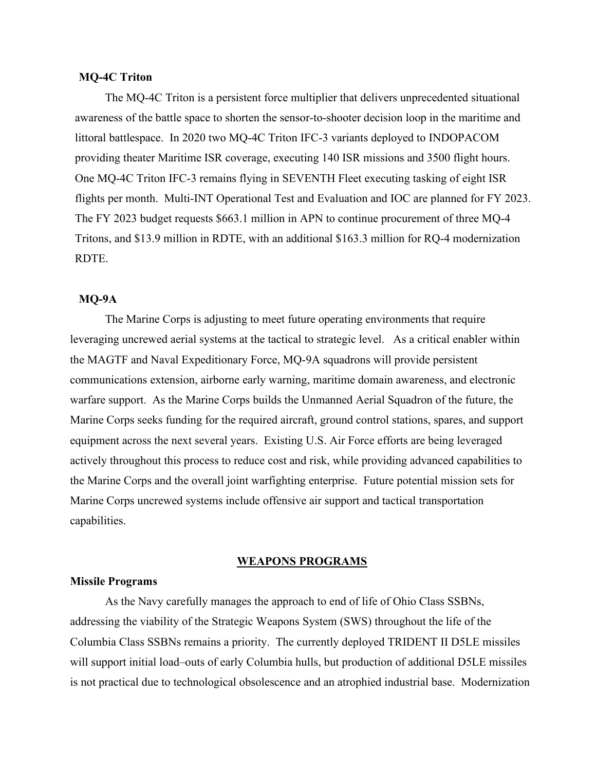**MQ-4C Triton**

The MQ-4C Triton is a persistent force multiplier that delivers unprecedented situational awareness of the battle space to shorten the sensor-to-shooter decision loop in the maritime and littoral battlespace. In 2020 two MQ-4C Triton IFC-3 variants deployed to INDOPACOM providing theater Maritime ISR coverage, executing 140 ISR missions and 3500 flight hours. One MQ-4C Triton IFC-3 remains flying in SEVENTH Fleet executing tasking of eight ISR flights per month. Multi-INT Operational Test and Evaluation and IOC are planned for FY 2023. The FY 2023 budget requests $663.1 million in APN to continue procurement of three MQ-4 Tritons, and $13.9 million in RDTE, with an additional $163.3 million for RQ-4 modernization RDTE.

**MQ-9A**

The Marine Corps is adjusting to meet future operating environments that require leveraging uncrewed aerial systems at the tactical to strategic level. As a critical enabler within the MAGTF and Naval Expeditionary Force, MQ-9A squadrons will provide persistent communications extension, airborne early warning, maritime domain awareness, and electronic warfare support. As the Marine Corps builds the Unmanned Aerial Squadron of the future, the Marine Corps seeks funding for the required aircraft, ground control stations, spares, and support equipment across the next several years. Existing U.S. Air Force efforts are being leveraged actively throughout this process to reduce cost and risk, while providing advanced capabilities to the Marine Corps and the overall joint warfighting enterprise. Future potential mission sets for Marine Corps uncrewed systems include offensive air support and tactical transportation capabilities.

## WEAPONS PROGRAMS

**Missile Programs**

As the Navy carefully manages the approach to end of life of Ohio Class SSBNs, addressing the viability of the Strategic Weapons System (SWS) throughout the life of the Columbia Class SSBNs remains a priority. The currently deployed TRIDENT II D5LE missiles will support initial load–outs of early Columbia hulls, but production of additional D5LE missiles is not practical due to technological obsolescence and an atrophied industrial base. Modernization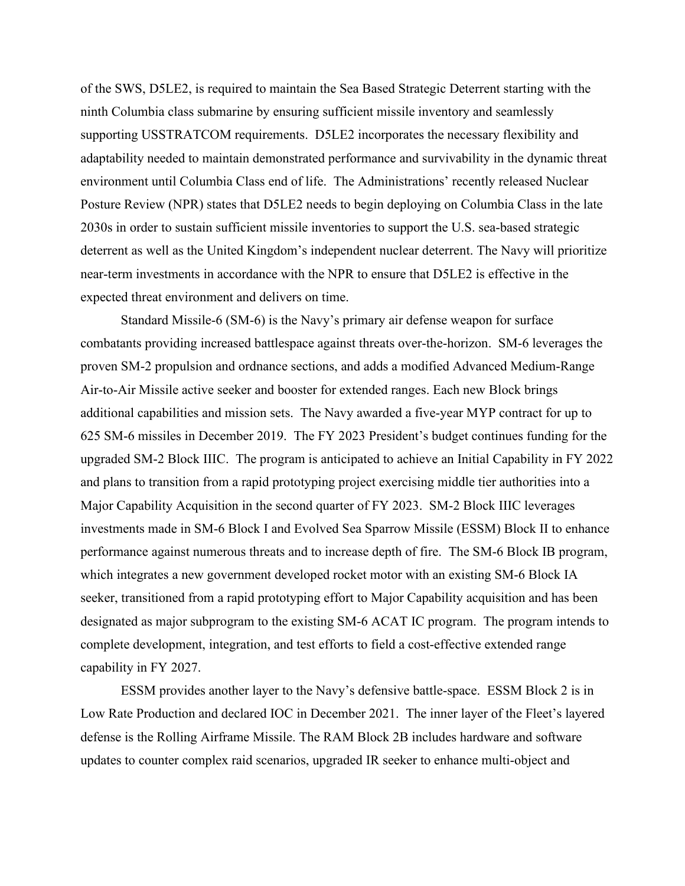of the SWS, D5LE2, is required to maintain the Sea Based Strategic Deterrent starting with the ninth Columbia class submarine by ensuring sufficient missile inventory and seamlessly supporting USSTRATCOM requirements. D5LE2 incorporates the necessary flexibility and adaptability needed to maintain demonstrated performance and survivability in the dynamic threat environment until Columbia Class end of life. The Administrations' recently released Nuclear Posture Review (NPR) states that D5LE2 needs to begin deploying on Columbia Class in the late 2030s in order to sustain sufficient missile inventories to support the U.S. sea-based strategic deterrent as well as the United Kingdom's independent nuclear deterrent. The Navy will prioritize near-term investments in accordance with the NPR to ensure that D5LE2 is effective in the expected threat environment and delivers on time.

Standard Missile-6 (SM-6) is the Navy's primary air defense weapon for surface combatants providing increased battlespace against threats over-the-horizon. SM-6 leverages the proven SM-2 propulsion and ordnance sections, and adds a modified Advanced Medium-Range Air-to-Air Missile active seeker and booster for extended ranges. Each new Block brings additional capabilities and mission sets. The Navy awarded a five-year MYP contract for up to 625 SM-6 missiles in December 2019. The FY 2023 President's budget continues funding for the upgraded SM-2 Block IIIC. The program is anticipated to achieve an Initial Capability in FY 2022 and plans to transition from a rapid prototyping project exercising middle tier authorities into a Major Capability Acquisition in the second quarter of FY 2023. SM-2 Block IIIC leverages investments made in SM-6 Block I and Evolved Sea Sparrow Missile (ESSM) Block II to enhance performance against numerous threats and to increase depth of fire. The SM-6 Block IB program, which integrates a new government developed rocket motor with an existing SM-6 Block IA seeker, transitioned from a rapid prototyping effort to Major Capability acquisition and has been designated as major subprogram to the existing SM-6 ACAT IC program. The program intends to complete development, integration, and test efforts to field a cost-effective extended range capability in FY 2027.

ESSM provides another layer to the Navy's defensive battle-space. ESSM Block 2 is in Low Rate Production and declared IOC in December 2021. The inner layer of the Fleet's layered defense is the Rolling Airframe Missile. The RAM Block 2B includes hardware and software updates to counter complex raid scenarios, upgraded IR seeker to enhance multi-object and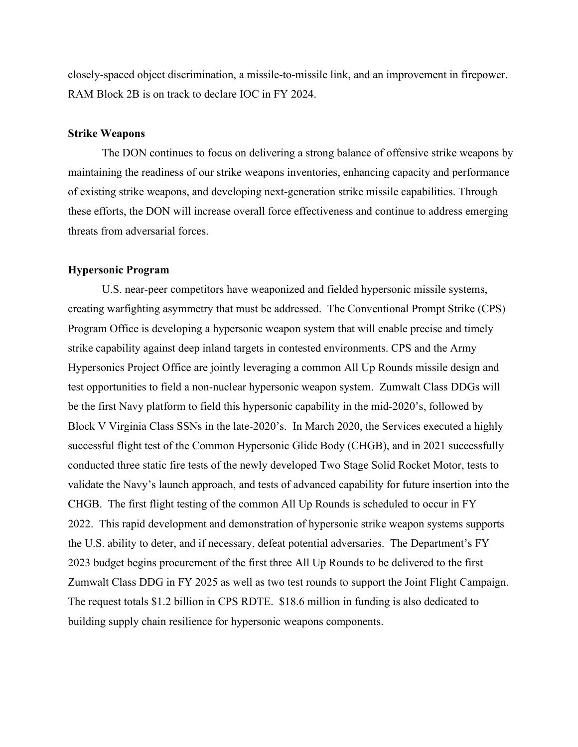closely-spaced object discrimination, a missile-to-missile link, and an improvement in firepower. RAM Block 2B is on track to declare IOC in FY 2024.

**Strike Weapons**

The DON continues to focus on delivering a strong balance of offensive strike weapons by maintaining the readiness of our strike weapons inventories, enhancing capacity and performance of existing strike weapons, and developing next-generation strike missile capabilities. Through these efforts, the DON will increase overall force effectiveness and continue to address emerging threats from adversarial forces.

**Hypersonic Program**

U.S. near-peer competitors have weaponized and fielded hypersonic missile systems, creating warfighting asymmetry that must be addressed. The Conventional Prompt Strike (CPS) Program Office is developing a hypersonic weapon system that will enable precise and timely strike capability against deep inland targets in contested environments. CPS and the Army Hypersonics Project Office are jointly leveraging a common All Up Rounds missile design and test opportunities to field a non-nuclear hypersonic weapon system. Zumwalt Class DDGs will be the first Navy platform to field this hypersonic capability in the mid-2020's, followed by Block V Virginia Class SSNs in the late-2020's. In March 2020, the Services executed a highly successful flight test of the Common Hypersonic Glide Body (CHGB), and in 2021 successfully conducted three static fire tests of the newly developed Two Stage Solid Rocket Motor, tests to validate the Navy's launch approach, and tests of advanced capability for future insertion into the CHGB. The first flight testing of the common All Up Rounds is scheduled to occur in FY 2022. This rapid development and demonstration of hypersonic strike weapon systems supports the U.S. ability to deter, and if necessary, defeat potential adversaries. The Department's FY 2023 budget begins procurement of the first three All Up Rounds to be delivered to the first Zumwalt Class DDG in FY 2025 as well as two test rounds to support the Joint Flight Campaign. The request totals $1.2 billion in CPS RDTE. $18.6 million in funding is also dedicated to building supply chain resilience for hypersonic weapons components.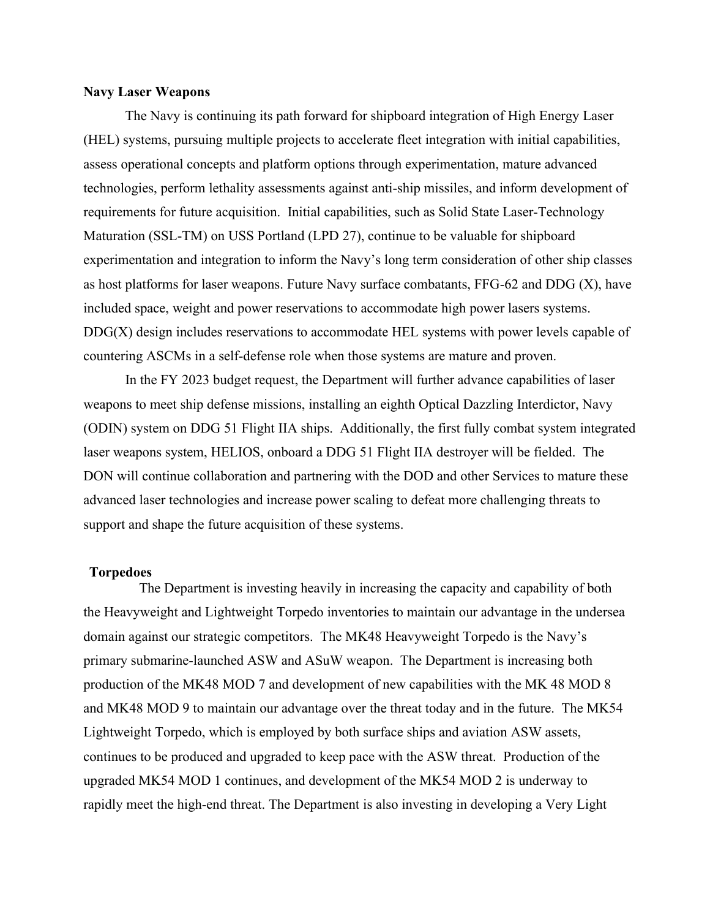**Navy Laser Weapons**

The Navy is continuing its path forward for shipboard integration of High Energy Laser (HEL) systems, pursuing multiple projects to accelerate fleet integration with initial capabilities, assess operational concepts and platform options through experimentation, mature advanced technologies, perform lethality assessments against anti-ship missiles, and inform development of requirements for future acquisition. Initial capabilities, such as Solid State Laser-Technology Maturation (SSL-TM) on USS Portland (LPD 27), continue to be valuable for shipboard experimentation and integration to inform the Navy's long term consideration of other ship classes as host platforms for laser weapons. Future Navy surface combatants, FFG-62 and DDG (X), have included space, weight and power reservations to accommodate high power lasers systems. DDG(X) design includes reservations to accommodate HEL systems with power levels capable of countering ASCMs in a self-defense role when those systems are mature and proven.

In the FY 2023 budget request, the Department will further advance capabilities of laser weapons to meet ship defense missions, installing an eighth Optical Dazzling Interdictor, Navy (ODIN) system on DDG 51 Flight IIA ships. Additionally, the first fully combat system integrated laser weapons system, HELIOS, onboard a DDG 51 Flight IIA destroyer will be fielded. The DON will continue collaboration and partnering with the DOD and other Services to mature these advanced laser technologies and increase power scaling to defeat more challenging threats to support and shape the future acquisition of these systems.

**Torpedoes**

The Department is investing heavily in increasing the capacity and capability of both the Heavyweight and Lightweight Torpedo inventories to maintain our advantage in the undersea domain against our strategic competitors. The MK48 Heavyweight Torpedo is the Navy's primary submarine-launched ASW and ASuW weapon. The Department is increasing both production of the MK48 MOD 7 and development of new capabilities with the MK 48 MOD 8 and MK48 MOD 9 to maintain our advantage over the threat today and in the future. The MK54 Lightweight Torpedo, which is employed by both surface ships and aviation ASW assets, continues to be produced and upgraded to keep pace with the ASW threat. Production of the upgraded MK54 MOD 1 continues, and development of the MK54 MOD 2 is underway to rapidly meet the high-end threat. The Department is also investing in developing a Very Light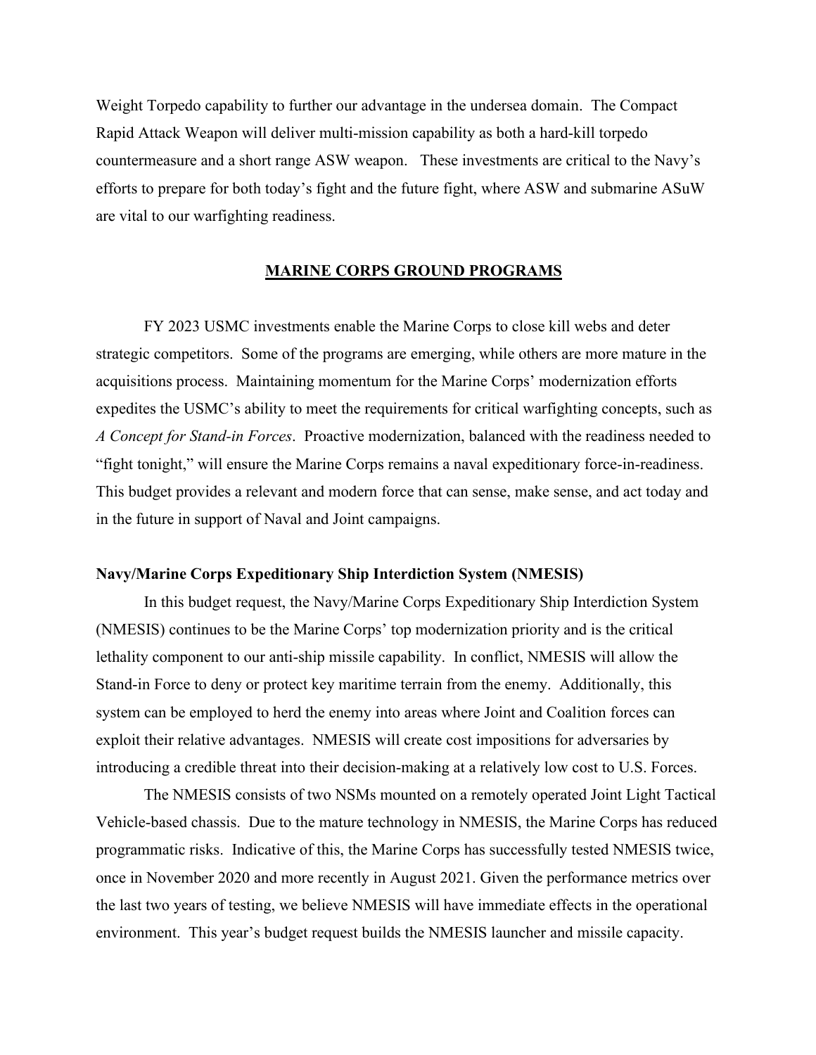Weight Torpedo capability to further our advantage in the undersea domain. The Compact Rapid Attack Weapon will deliver multi-mission capability as both a hard-kill torpedo countermeasure and a short range ASW weapon. These investments are critical to the Navy's efforts to prepare for both today's fight and the future fight, where ASW and submarine ASuW are vital to our warfighting readiness.

## MARINE CORPS GROUND PROGRAMS

FY 2023 USMC investments enable the Marine Corps to close kill webs and deter strategic competitors. Some of the programs are emerging, while others are more mature in the acquisitions process. Maintaining momentum for the Marine Corps' modernization efforts expedites the USMC's ability to meet the requirements for critical warfighting concepts, such as *A Concept for Stand-in Forces*. Proactive modernization, balanced with the readiness needed to "fight tonight," will ensure the Marine Corps remains a naval expeditionary force-in-readiness. This budget provides a relevant and modern force that can sense, make sense, and act today and in the future in support of Naval and Joint campaigns.

### Navy/Marine Corps Expeditionary Ship Interdiction System (NMESIS)

In this budget request, the Navy/Marine Corps Expeditionary Ship Interdiction System (NMESIS) continues to be the Marine Corps' top modernization priority and is the critical lethality component to our anti-ship missile capability. In conflict, NMESIS will allow the Stand-in Force to deny or protect key maritime terrain from the enemy. Additionally, this system can be employed to herd the enemy into areas where Joint and Coalition forces can exploit their relative advantages. NMESIS will create cost impositions for adversaries by introducing a credible threat into their decision-making at a relatively low cost to U.S. Forces.

The NMESIS consists of two NSMs mounted on a remotely operated Joint Light Tactical Vehicle-based chassis. Due to the mature technology in NMESIS, the Marine Corps has reduced programmatic risks. Indicative of this, the Marine Corps has successfully tested NMESIS twice, once in November 2020 and more recently in August 2021. Given the performance metrics over the last two years of testing, we believe NMESIS will have immediate effects in the operational environment. This year's budget request builds the NMESIS launcher and missile capacity.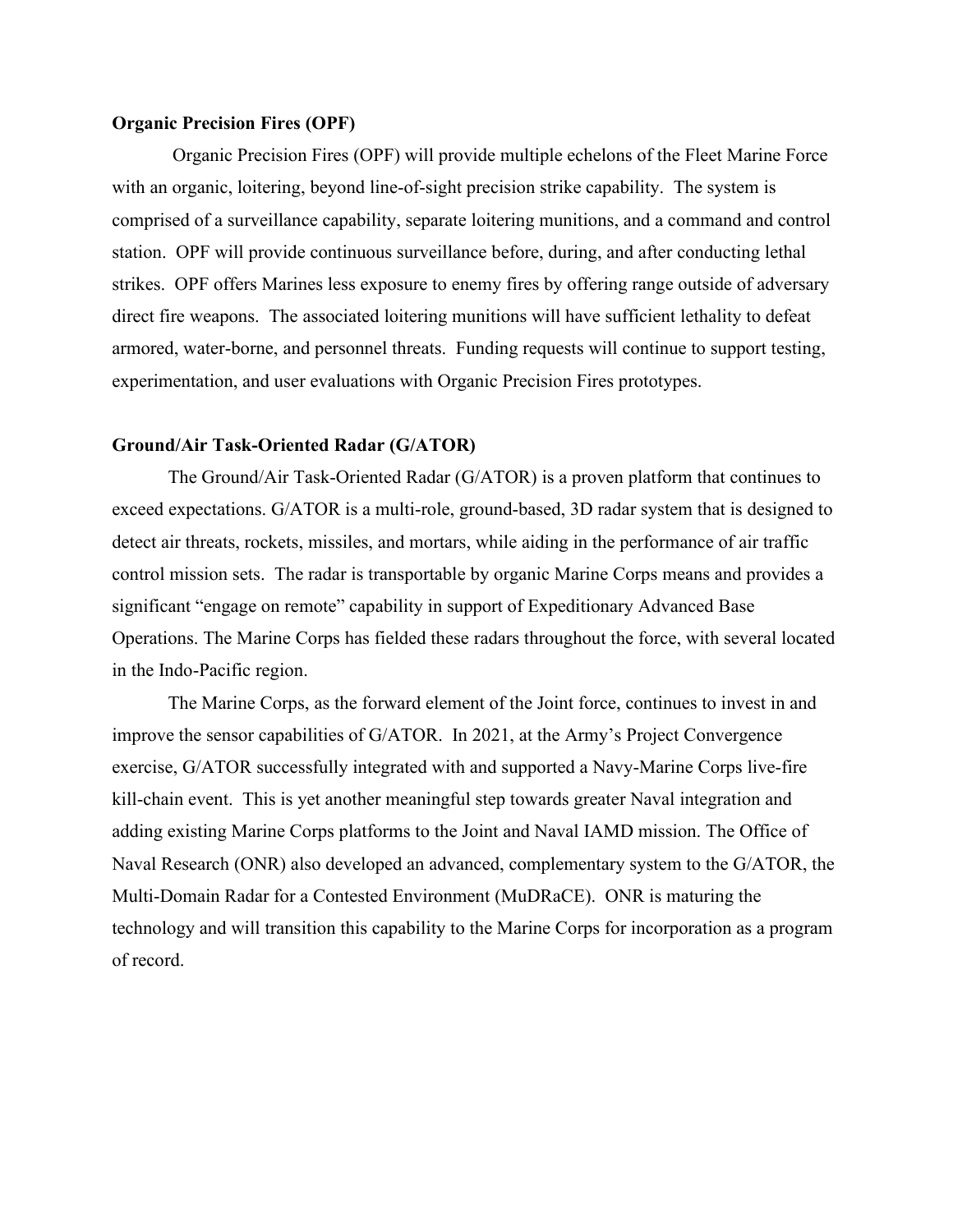**Organic Precision Fires (OPF)**

Organic Precision Fires (OPF) will provide multiple echelons of the Fleet Marine Force with an organic, loitering, beyond line-of-sight precision strike capability. The system is comprised of a surveillance capability, separate loitering munitions, and a command and control station. OPF will provide continuous surveillance before, during, and after conducting lethal strikes. OPF offers Marines less exposure to enemy fires by offering range outside of adversary direct fire weapons. The associated loitering munitions will have sufficient lethality to defeat armored, water-borne, and personnel threats. Funding requests will continue to support testing, experimentation, and user evaluations with Organic Precision Fires prototypes.

**Ground/Air Task-Oriented Radar (G/ATOR)**

The Ground/Air Task-Oriented Radar (G/ATOR) is a proven platform that continues to exceed expectations. G/ATOR is a multi-role, ground-based, 3D radar system that is designed to detect air threats, rockets, missiles, and mortars, while aiding in the performance of air traffic control mission sets. The radar is transportable by organic Marine Corps means and provides a significant "engage on remote" capability in support of Expeditionary Advanced Base Operations. The Marine Corps has fielded these radars throughout the force, with several located in the Indo-Pacific region.

The Marine Corps, as the forward element of the Joint force, continues to invest in and improve the sensor capabilities of G/ATOR. In 2021, at the Army's Project Convergence exercise, G/ATOR successfully integrated with and supported a Navy-Marine Corps live-fire kill-chain event. This is yet another meaningful step towards greater Naval integration and adding existing Marine Corps platforms to the Joint and Naval IAMD mission. The Office of Naval Research (ONR) also developed an advanced, complementary system to the G/ATOR, the Multi-Domain Radar for a Contested Environment (MuDRaCE). ONR is maturing the technology and will transition this capability to the Marine Corps for incorporation as a program of record.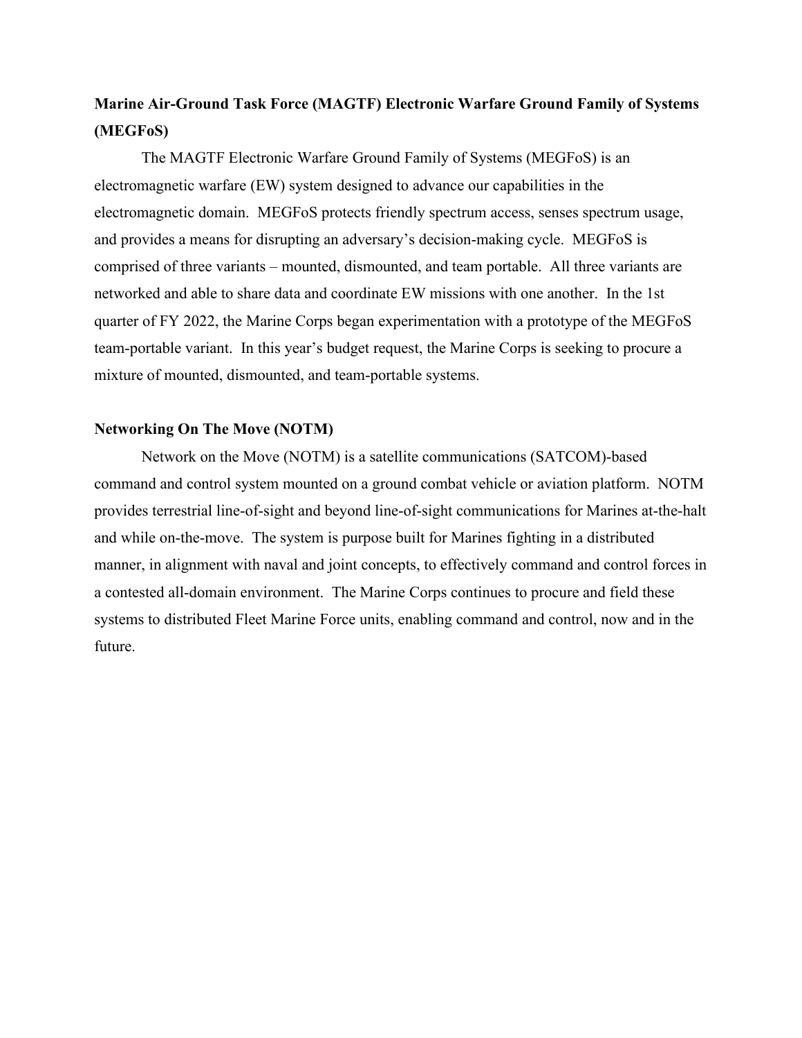**Marine Air-Ground Task Force (MAGTF) Electronic Warfare Ground Family of Systems (MEGFoS)**

The MAGTF Electronic Warfare Ground Family of Systems (MEGFoS) is an electromagnetic warfare (EW) system designed to advance our capabilities in the electromagnetic domain. MEGFoS protects friendly spectrum access, senses spectrum usage, and provides a means for disrupting an adversary's decision-making cycle. MEGFoS is comprised of three variants – mounted, dismounted, and team portable. All three variants are networked and able to share data and coordinate EW missions with one another. In the 1st quarter of FY 2022, the Marine Corps began experimentation with a prototype of the MEGFoS team-portable variant. In this year's budget request, the Marine Corps is seeking to procure a mixture of mounted, dismounted, and team-portable systems.

**Networking On The Move (NOTM)**

Network on the Move (NOTM) is a satellite communications (SATCOM)-based command and control system mounted on a ground combat vehicle or aviation platform. NOTM provides terrestrial line-of-sight and beyond line-of-sight communications for Marines at-the-halt and while on-the-move. The system is purpose built for Marines fighting in a distributed manner, in alignment with naval and joint concepts, to effectively command and control forces in a contested all-domain environment. The Marine Corps continues to procure and field these systems to distributed Fleet Marine Force units, enabling command and control, now and in the future.